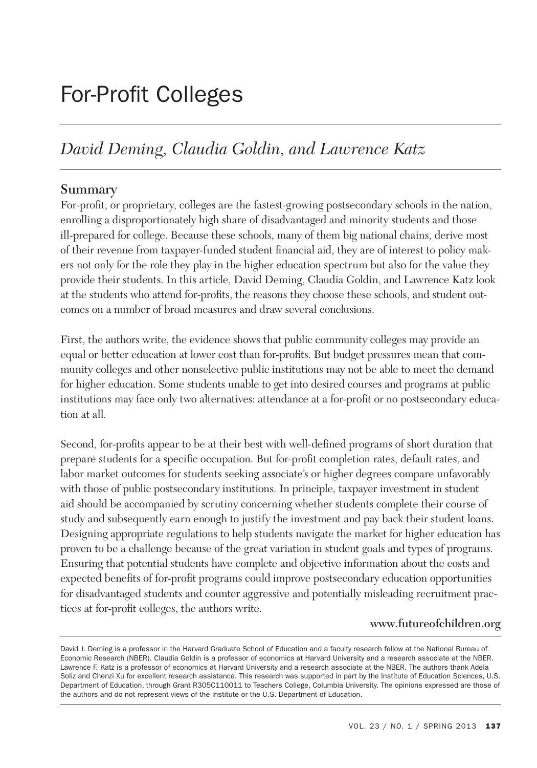# For-Profit Colleges

## *David Deming, Claudia Goldin, and Lawrence Katz*

### Summary

For-profit, or proprietary, colleges are the fastest-growing postsecondary schools in the nation, enrolling a disproportionately high share of disadvantaged and minority students and those ill-prepared for college. Because these schools, many of them big national chains, derive most of their revenue from taxpayer-funded student financial aid, they are of interest to policy makers not only for the role they play in the higher education spectrum but also for the value they provide their students. In this article, David Deming, Claudia Goldin, and Lawrence Katz look at the students who attend for-profits, the reasons they choose these schools, and student outcomes on a number of broad measures and draw several conclusions.

First, the authors write, the evidence shows that public community colleges may provide an equal or better education at lower cost than for-profits. But budget pressures mean that community colleges and other nonselective public institutions may not be able to meet the demand for higher education. Some students unable to get into desired courses and programs at public institutions may face only two alternatives: attendance at a for-profit or no postsecondary education at all.

Second, for-profits appear to be at their best with well-defined programs of short duration that prepare students for a specific occupation. But for-profit completion rates, default rates, and labor market outcomes for students seeking associate's or higher degrees compare unfavorably with those of public postsecondary institutions. In principle, taxpayer investment in student aid should be accompanied by scrutiny concerning whether students complete their course of study and subsequently earn enough to justify the investment and pay back their student loans. Designing appropriate regulations to help students navigate the market for higher education has proven to be a challenge because of the great variation in student goals and types of programs. Ensuring that potential students have complete and objective information about the costs and expected benefits of for-profit programs could improve postsecondary education opportunities for disadvantaged students and counter aggressive and potentially misleading recruitment practices at for-profit colleges, the authors write.

**www.futureofchildren.org**

---

David J. Deming is a professor in the Harvard Graduate School of Education and a faculty research fellow at the National Bureau of Economic Research (NBER). Claudia Goldin is a professor of economics at Harvard University and a research associate at the NBER. Lawrence F. Katz is a professor of economics at Harvard University and a research associate at the NBER. The authors thank Adela Soliz and Chenzi Xu for excellent research assistance. This research was supported in part by the Institute of Education Sciences, U.S. Department of Education, through Grant R305C110011 to Teachers College, Columbia University. The opinions expressed are those of the authors and do not represent views of the Institute or the U.S. Department of Education.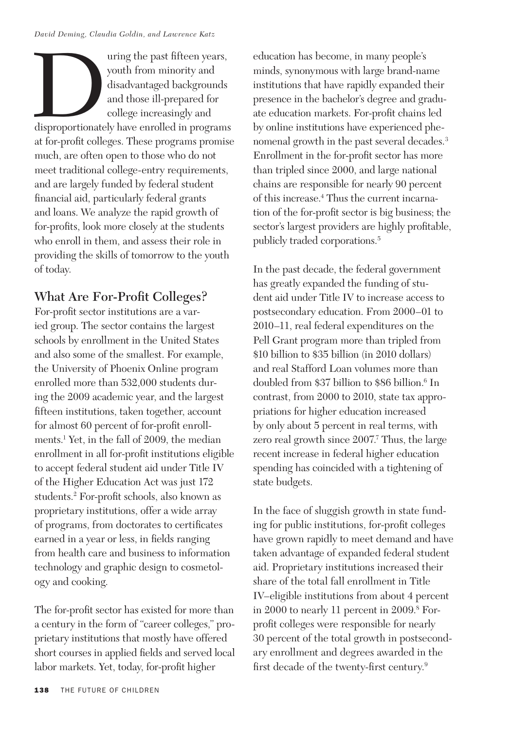During the past fifteen years, youth from minority and disadvantaged backgrounds and those ill-prepared for college increasingly and disproportionately have enrolled in programs at for-profit colleges. These programs promise much, are often open to those who do not meet traditional college-entry requirements, and are largely funded by federal student financial aid, particularly federal grants and loans. We analyze the rapid growth of for-profits, look more closely at the students who enroll in them, and assess their role in providing the skills of tomorrow to the youth of today.

## What Are For-Profit Colleges?

For-profit sector institutions are a varied group. The sector contains the largest schools by enrollment in the United States and also some of the smallest. For example, the University of Phoenix Online program enrolled more than 532,000 students during the 2009 academic year, and the largest fifteen institutions, taken together, account for almost 60 percent of for-profit enrollments.[1] Yet, in the fall of 2009, the median enrollment in all for-profit institutions eligible to accept federal student aid under Title IV of the Higher Education Act was just 172 students.[2] For-profit schools, also known as proprietary institutions, offer a wide array of programs, from doctorates to certificates earned in a year or less, in fields ranging from health care and business to information technology and graphic design to cosmetology and cooking.

The for-profit sector has existed for more than a century in the form of "career colleges," proprietary institutions that mostly have offered short courses in applied fields and served local labor markets. Yet, today, for-profit higher education has become, in many people's minds, synonymous with large brand-name institutions that have rapidly expanded their presence in the bachelor's degree and graduate education markets. For-profit chains led by online institutions have experienced phenomenal growth in the past several decades.[3] Enrollment in the for-profit sector has more than tripled since 2000, and large national chains are responsible for nearly 90 percent of this increase.[4] Thus the current incarnation of the for-profit sector is big business; the sector's largest providers are highly profitable, publicly traded corporations.[5]

In the past decade, the federal government has greatly expanded the funding of student aid under Title IV to increase access to postsecondary education. From 2000–01 to 2010–11, real federal expenditures on the Pell Grant program more than tripled from \$10 billion to \$35 billion (in 2010 dollars) and real Stafford Loan volumes more than doubled from \$37 billion to \$86 billion.[6] In contrast, from 2000 to 2010, state tax appropriations for higher education increased by only about 5 percent in real terms, with zero real growth since 2007.[7] Thus, the large recent increase in federal higher education spending has coincided with a tightening of state budgets.

In the face of sluggish growth in state funding for public institutions, for-profit colleges have grown rapidly to meet demand and have taken advantage of expanded federal student aid. Proprietary institutions increased their share of the total fall enrollment in Title IV–eligible institutions from about 4 percent in 2000 to nearly 11 percent in 2009.[8] For-profit colleges were responsible for nearly 30 percent of the total growth in postsecondary enrollment and degrees awarded in the first decade of the twenty-first century.[9]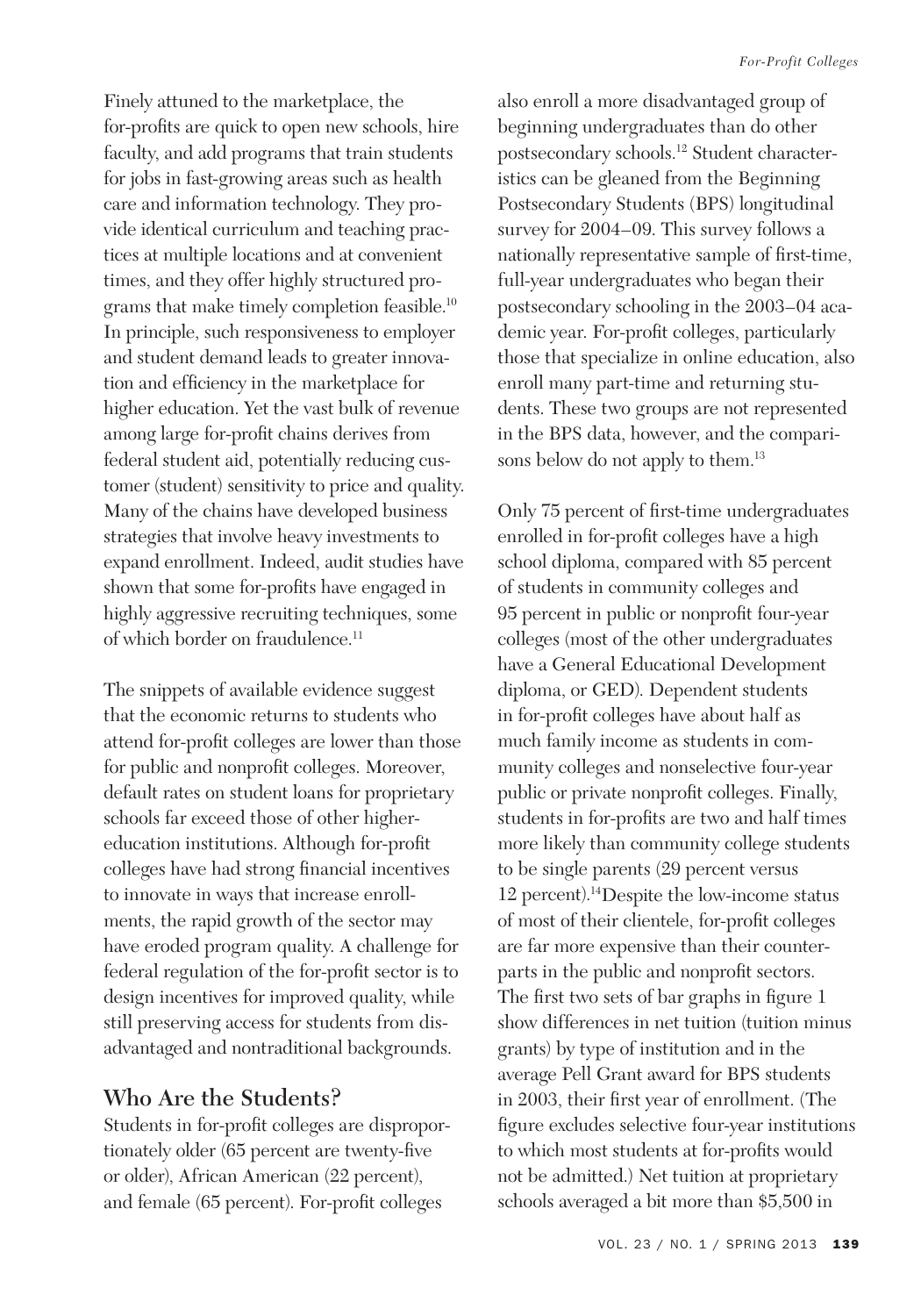Finely attuned to the marketplace, the for-profits are quick to open new schools, hire faculty, and add programs that train students for jobs in fast-growing areas such as health care and information technology. They provide identical curriculum and teaching practices at multiple locations and at convenient times, and they offer highly structured programs that make timely completion feasible.[10] In principle, such responsiveness to employer and student demand leads to greater innovation and efficiency in the marketplace for higher education. Yet the vast bulk of revenue among large for-profit chains derives from federal student aid, potentially reducing customer (student) sensitivity to price and quality. Many of the chains have developed business strategies that involve heavy investments to expand enrollment. Indeed, audit studies have shown that some for-profits have engaged in highly aggressive recruiting techniques, some of which border on fraudulence.[11]

The snippets of available evidence suggest that the economic returns to students who attend for-profit colleges are lower than those for public and nonprofit colleges. Moreover, default rates on student loans for proprietary schools far exceed those of other higher-education institutions. Although for-profit colleges have had strong financial incentives to innovate in ways that increase enrollments, the rapid growth of the sector may have eroded program quality. A challenge for federal regulation of the for-profit sector is to design incentives for improved quality, while still preserving access for students from disadvantaged and nontraditional backgrounds.

## Who Are the Students?

Students in for-profit colleges are disproportionately older (65 percent are twenty-five or older), African American (22 percent), and female (65 percent). For-profit colleges also enroll a more disadvantaged group of beginning undergraduates than do other postsecondary schools.[12] Student characteristics can be gleaned from the Beginning Postsecondary Students (BPS) longitudinal survey for 2004–09. This survey follows a nationally representative sample of first-time, full-year undergraduates who began their postsecondary schooling in the 2003–04 academic year. For-profit colleges, particularly those that specialize in online education, also enroll many part-time and returning students. These two groups are not represented in the BPS data, however, and the comparisons below do not apply to them.[13]

Only 75 percent of first-time undergraduates enrolled in for-profit colleges have a high school diploma, compared with 85 percent of students in community colleges and 95 percent in public or nonprofit four-year colleges (most of the other undergraduates have a General Educational Development diploma, or GED). Dependent students in for-profit colleges have about half as much family income as students in community colleges and nonselective four-year public or private nonprofit colleges. Finally, students in for-profits are two and half times more likely than community college students to be single parents (29 percent versus 12 percent).[14] Despite the low-income status of most of their clientele, for-profit colleges are far more expensive than their counterparts in the public and nonprofit sectors. The first two sets of bar graphs in figure 1 show differences in net tuition (tuition minus grants) by type of institution and in the average Pell Grant award for BPS students in 2003, their first year of enrollment. (The figure excludes selective four-year institutions to which most students at for-profits would not be admitted.) Net tuition at proprietary schools averaged a bit more than $5,500 in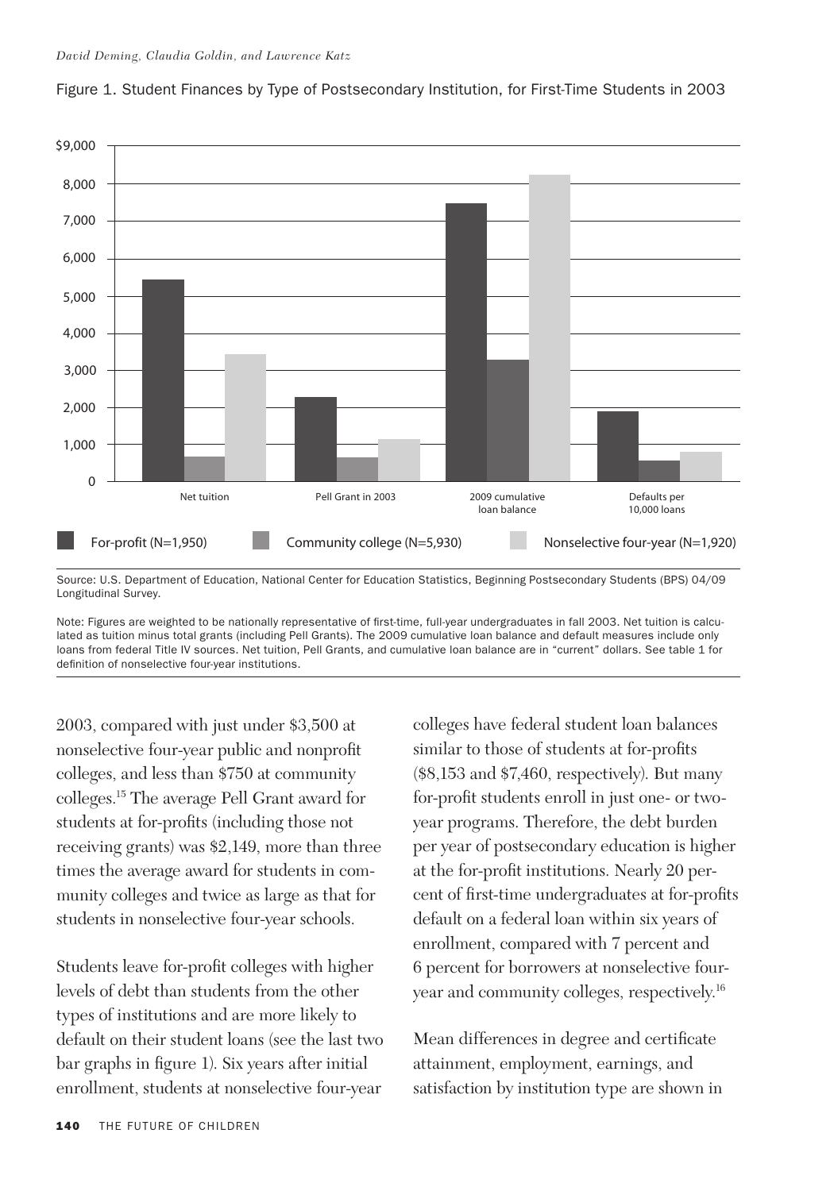Figure 1. Student Finances by Type of Postsecondary Institution, for First-Time Students in 2003

Source: U.S. Department of Education, National Center for Education Statistics, Beginning Postsecondary Students (BPS) 04/09 Longitudinal Survey.

Note: Figures are weighted to be nationally representative of first-time, full-year undergraduates in fall 2003. Net tuition is calculated as tuition minus total grants (including Pell Grants). The 2009 cumulative loan balance and default measures include only loans from federal Title IV sources. Net tuition, Pell Grants, and cumulative loan balance are in "current" dollars. See table 1 for definition of nonselective four-year institutions.

2003, compared with just under $3,500 at nonselective four-year public and nonprofit colleges, and less than $750 at community colleges.[15] The average Pell Grant award for students at for-profits (including those not receiving grants) was $2,149, more than three times the average award for students in community colleges and twice as large as that for students in nonselective four-year schools.

Students leave for-profit colleges with higher levels of debt than students from the other types of institutions and are more likely to default on their student loans (see the last two bar graphs in figure 1). Six years after initial enrollment, students at nonselective four-year colleges have federal student loan balances similar to those of students at for-profits ($8,153 and $7,460, respectively). But many for-profit students enroll in just one- or two-year programs. Therefore, the debt burden per year of postsecondary education is higher at the for-profit institutions. Nearly 20 percent of first-time undergraduates at for-profits default on a federal loan within six years of enrollment, compared with 7 percent and 6 percent for borrowers at nonselective four-year and community colleges, respectively.[16]

Mean differences in degree and certificate attainment, employment, earnings, and satisfaction by institution type are shown in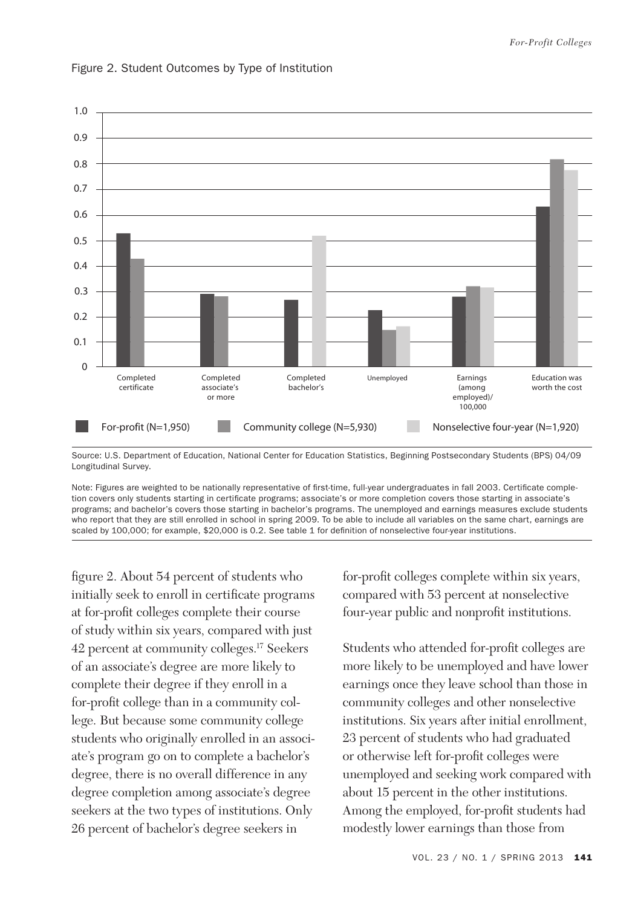Figure 2. Student Outcomes by Type of Institution

Source: U.S. Department of Education, National Center for Education Statistics, Beginning Postsecondary Students (BPS) 04/09 Longitudinal Survey.

Note: Figures are weighted to be nationally representative of first-time, full-year undergraduates in fall 2003. Certificate completion covers only students starting in certificate programs; associate's or more completion covers those starting in associate's programs; and bachelor's covers those starting in bachelor's programs. The unemployed and earnings measures exclude students who report that they are still enrolled in school in spring 2009. To be able to include all variables on the same chart, earnings are scaled by 100,000; for example, \$20,000 is 0.2. See table 1 for definition of nonselective four-year institutions.

figure 2. About 54 percent of students who initially seek to enroll in certificate programs at for-profit colleges complete their course of study within six years, compared with just 42 percent at community colleges.[17] Seekers of an associate's degree are more likely to complete their degree if they enroll in a for-profit college than in a community college. But because some community college students who originally enrolled in an associate's program go on to complete a bachelor's degree, there is no overall difference in any degree completion among associate's degree seekers at the two types of institutions. Only 26 percent of bachelor's degree seekers in for-profit colleges complete within six years, compared with 53 percent at nonselective four-year public and nonprofit institutions.

Students who attended for-profit colleges are more likely to be unemployed and have lower earnings once they leave school than those in community colleges and other nonselective institutions. Six years after initial enrollment, 23 percent of students who had graduated or otherwise left for-profit colleges were unemployed and seeking work compared with about 15 percent in the other institutions. Among the employed, for-profit students had modestly lower earnings than those from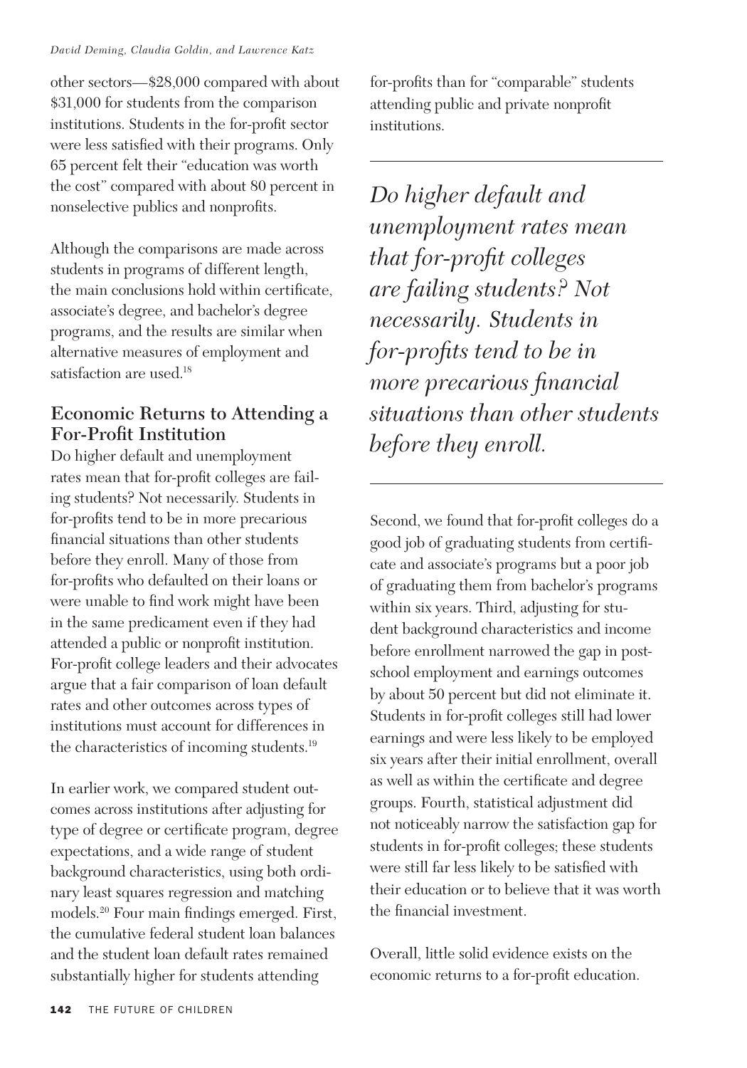other sectors—$28,000 compared with about $31,000 for students from the comparison institutions. Students in the for-profit sector were less satisfied with their programs. Only 65 percent felt their "education was worth the cost" compared with about 80 percent in nonselective publics and nonprofits.

Although the comparisons are made across students in programs of different length, the main conclusions hold within certificate, associate's degree, and bachelor's degree programs, and the results are similar when alternative measures of employment and satisfaction are used.[18]

## Economic Returns to Attending a For-Profit Institution

Do higher default and unemployment rates mean that for-profit colleges are failing students? Not necessarily. Students in for-profits tend to be in more precarious financial situations than other students before they enroll. Many of those from for-profits who defaulted on their loans or were unable to find work might have been in the same predicament even if they had attended a public or nonprofit institution. For-profit college leaders and their advocates argue that a fair comparison of loan default rates and other outcomes across types of institutions must account for differences in the characteristics of incoming students.[19]

In earlier work, we compared student outcomes across institutions after adjusting for type of degree or certificate program, degree expectations, and a wide range of student background characteristics, using both ordinary least squares regression and matching models.[20] Four main findings emerged. First, the cumulative federal student loan balances and the student loan default rates remained substantially higher for students attending for-profits than for "comparable" students attending public and private nonprofit institutions.

*Do higher default and unemployment rates mean that for-profit colleges are failing students? Not necessarily. Students in for-profits tend to be in more precarious financial situations than other students before they enroll.*

Second, we found that for-profit colleges do a good job of graduating students from certificate and associate's programs but a poor job of graduating them from bachelor's programs within six years. Third, adjusting for student background characteristics and income before enrollment narrowed the gap in post-school employment and earnings outcomes by about 50 percent but did not eliminate it. Students in for-profit colleges still had lower earnings and were less likely to be employed six years after their initial enrollment, overall as well as within the certificate and degree groups. Fourth, statistical adjustment did not noticeably narrow the satisfaction gap for students in for-profit colleges; these students were still far less likely to be satisfied with their education or to believe that it was worth the financial investment.

Overall, little solid evidence exists on the economic returns to a for-profit education.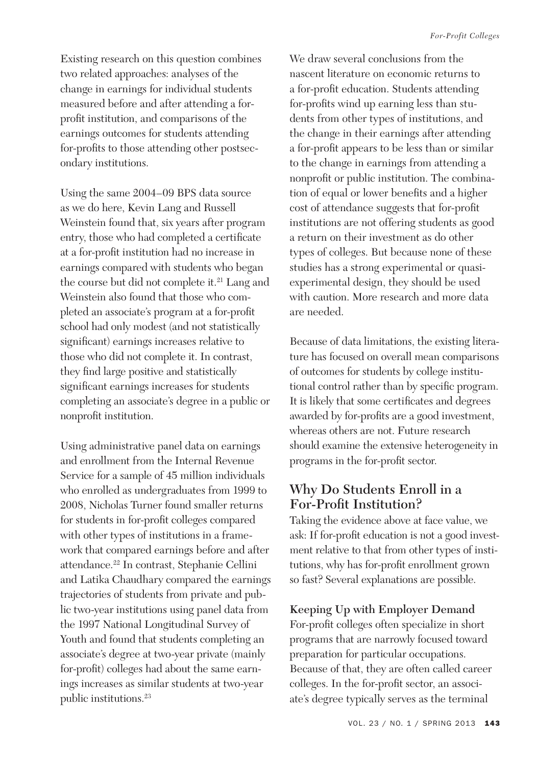Existing research on this question combines two related approaches: analyses of the change in earnings for individual students measured before and after attending a for-profit institution, and comparisons of the earnings outcomes for students attending for-profits to those attending other postsecondary institutions.

Using the same 2004–09 BPS data source as we do here, Kevin Lang and Russell Weinstein found that, six years after program entry, those who had completed a certificate at a for-profit institution had no increase in earnings compared with students who began the course but did not complete it.[21] Lang and Weinstein also found that those who completed an associate's program at a for-profit school had only modest (and not statistically significant) earnings increases relative to those who did not complete it. In contrast, they find large positive and statistically significant earnings increases for students completing an associate's degree in a public or nonprofit institution.

Using administrative panel data on earnings and enrollment from the Internal Revenue Service for a sample of 45 million individuals who enrolled as undergraduates from 1999 to 2008, Nicholas Turner found smaller returns for students in for-profit colleges compared with other types of institutions in a framework that compared earnings before and after attendance.[22] In contrast, Stephanie Cellini and Latika Chaudhary compared the earnings trajectories of students from private and public two-year institutions using panel data from the 1997 National Longitudinal Survey of Youth and found that students completing an associate's degree at two-year private (mainly for-profit) colleges had about the same earnings increases as similar students at two-year public institutions.[23]

We draw several conclusions from the nascent literature on economic returns to a for-profit education. Students attending for-profits wind up earning less than students from other types of institutions, and the change in their earnings after attending a for-profit appears to be less than or similar to the change in earnings from attending a nonprofit or public institution. The combination of equal or lower benefits and a higher cost of attendance suggests that for-profit institutions are not offering students as good a return on their investment as do other types of colleges. But because none of these studies has a strong experimental or quasi-experimental design, they should be used with caution. More research and more data are needed.

Because of data limitations, the existing literature has focused on overall mean comparisons of outcomes for students by college institutional control rather than by specific program. It is likely that some certificates and degrees awarded by for-profits are a good investment, whereas others are not. Future research should examine the extensive heterogeneity in programs in the for-profit sector.

## Why Do Students Enroll in a For-Profit Institution?

Taking the evidence above at face value, we ask: If for-profit education is not a good investment relative to that from other types of institutions, why has for-profit enrollment grown so fast? Several explanations are possible.

### Keeping Up with Employer Demand

For-profit colleges often specialize in short programs that are narrowly focused toward preparation for particular occupations. Because of that, they are often called career colleges. In the for-profit sector, an associate's degree typically serves as the terminal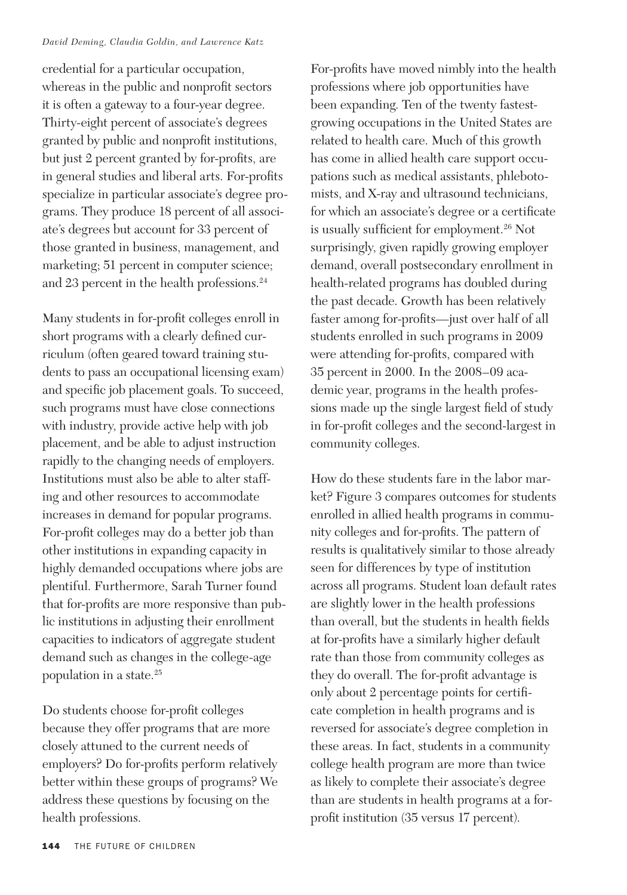credential for a particular occupation, whereas in the public and nonprofit sectors it is often a gateway to a four-year degree. Thirty-eight percent of associate's degrees granted by public and nonprofit institutions, but just 2 percent granted by for-profits, are in general studies and liberal arts. For-profits specialize in particular associate's degree programs. They produce 18 percent of all associate's degrees but account for 33 percent of those granted in business, management, and marketing; 51 percent in computer science; and 23 percent in the health professions.[24]

Many students in for-profit colleges enroll in short programs with a clearly defined curriculum (often geared toward training students to pass an occupational licensing exam) and specific job placement goals. To succeed, such programs must have close connections with industry, provide active help with job placement, and be able to adjust instruction rapidly to the changing needs of employers. Institutions must also be able to alter staffing and other resources to accommodate increases in demand for popular programs. For-profit colleges may do a better job than other institutions in expanding capacity in highly demanded occupations where jobs are plentiful. Furthermore, Sarah Turner found that for-profits are more responsive than public institutions in adjusting their enrollment capacities to indicators of aggregate student demand such as changes in the college-age population in a state.[25]

Do students choose for-profit colleges because they offer programs that are more closely attuned to the current needs of employers? Do for-profits perform relatively better within these groups of programs? We address these questions by focusing on the health professions.

For-profits have moved nimbly into the health professions where job opportunities have been expanding. Ten of the twenty fastest-growing occupations in the United States are related to health care. Much of this growth has come in allied health care support occupations such as medical assistants, phlebotomists, and X-ray and ultrasound technicians, for which an associate's degree or a certificate is usually sufficient for employment.[26] Not surprisingly, given rapidly growing employer demand, overall postsecondary enrollment in health-related programs has doubled during the past decade. Growth has been relatively faster among for-profits—just over half of all students enrolled in such programs in 2009 were attending for-profits, compared with 35 percent in 2000. In the 2008–09 academic year, programs in the health professions made up the single largest field of study in for-profit colleges and the second-largest in community colleges.

How do these students fare in the labor market? Figure 3 compares outcomes for students enrolled in allied health programs in community colleges and for-profits. The pattern of results is qualitatively similar to those already seen for differences by type of institution across all programs. Student loan default rates are slightly lower in the health professions than overall, but the students in health fields at for-profits have a similarly higher default rate than those from community colleges as they do overall. The for-profit advantage is only about 2 percentage points for certificate completion in health programs and is reversed for associate's degree completion in these areas. In fact, students in a community college health program are more than twice as likely to complete their associate's degree than are students in health programs at a for-profit institution (35 versus 17 percent).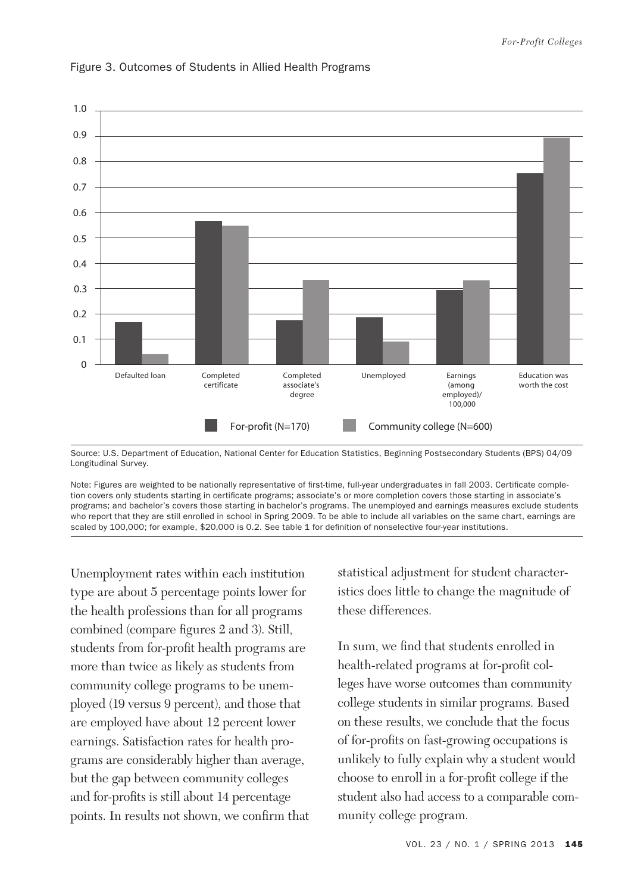Figure 3. Outcomes of Students in Allied Health Programs

Source: U.S. Department of Education, National Center for Education Statistics, Beginning Postsecondary Students (BPS) 04/09 Longitudinal Survey.

Note: Figures are weighted to be nationally representative of first-time, full-year undergraduates in fall 2003. Certificate completion covers only students starting in certificate programs; associate's or more completion covers those starting in associate's programs; and bachelor's covers those starting in bachelor's programs. The unemployed and earnings measures exclude students who report that they are still enrolled in school in Spring 2009. To be able to include all variables on the same chart, earnings are scaled by 100,000; for example, $20,000 is 0.2. See table 1 for definition of nonselective four-year institutions.

Unemployment rates within each institution type are about 5 percentage points lower for the health professions than for all programs combined (compare figures 2 and 3). Still, students from for-profit health programs are more than twice as likely as students from community college programs to be unemployed (19 versus 9 percent), and those that are employed have about 12 percent lower earnings. Satisfaction rates for health programs are considerably higher than average, but the gap between community colleges and for-profits is still about 14 percentage points. In results not shown, we confirm that statistical adjustment for student characteristics does little to change the magnitude of these differences.

In sum, we find that students enrolled in health-related programs at for-profit colleges have worse outcomes than community college students in similar programs. Based on these results, we conclude that the focus of for-profits on fast-growing occupations is unlikely to fully explain why a student would choose to enroll in a for-profit college if the student also had access to a comparable community college program.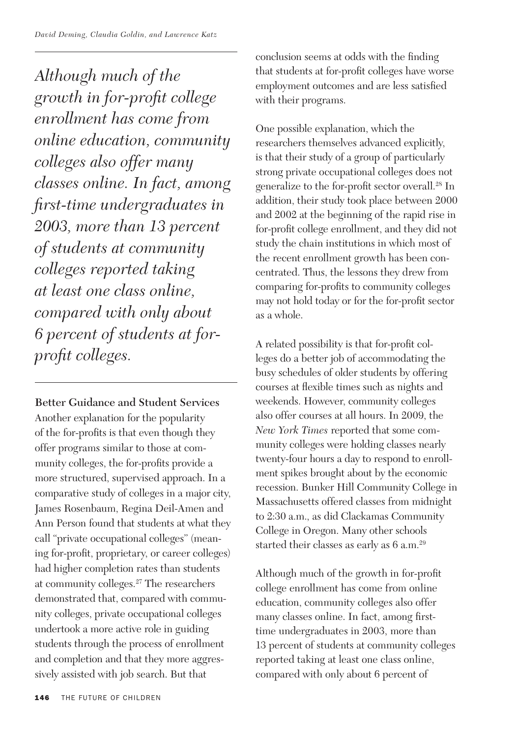*Although much of the growth in for-profit college enrollment has come from online education, community colleges also offer many classes online. In fact, among first-time undergraduates in 2003, more than 13 percent of students at community colleges reported taking at least one class online, compared with only about 6 percent of students at for-profit colleges.*

**Better Guidance and Student Services**

Another explanation for the popularity of the for-profits is that even though they offer programs similar to those at community colleges, the for-profits provide a more structured, supervised approach. In a comparative study of colleges in a major city, James Rosenbaum, Regina Deil-Amen and Ann Person found that students at what they call "private occupational colleges" (meaning for-profit, proprietary, or career colleges) had higher completion rates than students at community colleges.[27] The researchers demonstrated that, compared with community colleges, private occupational colleges undertook a more active role in guiding students through the process of enrollment and completion and that they more aggressively assisted with job search. But that conclusion seems at odds with the finding that students at for-profit colleges have worse employment outcomes and are less satisfied with their programs.

One possible explanation, which the researchers themselves advanced explicitly, is that their study of a group of particularly strong private occupational colleges does not generalize to the for-profit sector overall.[28] In addition, their study took place between 2000 and 2002 at the beginning of the rapid rise in for-profit college enrollment, and they did not study the chain institutions in which most of the recent enrollment growth has been concentrated. Thus, the lessons they drew from comparing for-profits to community colleges may not hold today or for the for-profit sector as a whole.

A related possibility is that for-profit colleges do a better job of accommodating the busy schedules of older students by offering courses at flexible times such as nights and weekends. However, community colleges also offer courses at all hours. In 2009, the *New York Times* reported that some community colleges were holding classes nearly twenty-four hours a day to respond to enrollment spikes brought about by the economic recession. Bunker Hill Community College in Massachusetts offered classes from midnight to 2:30 a.m., as did Clackamas Community College in Oregon. Many other schools started their classes as early as 6 a.m.[29]

Although much of the growth in for-profit college enrollment has come from online education, community colleges also offer many classes online. In fact, among first-time undergraduates in 2003, more than 13 percent of students at community colleges reported taking at least one class online, compared with only about 6 percent of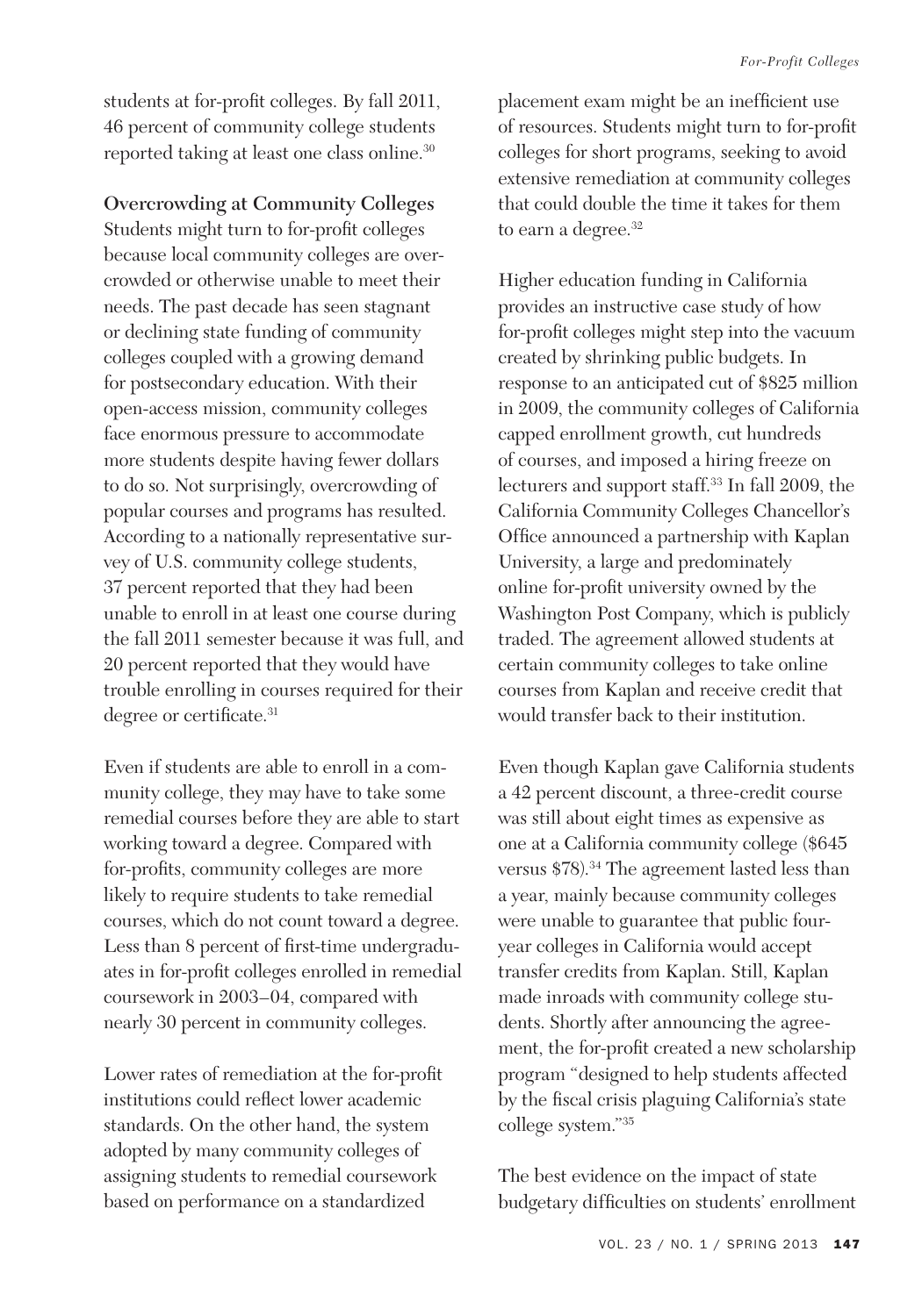students at for-profit colleges. By fall 2011, 46 percent of community college students reported taking at least one class online.[30]

**Overcrowding at Community Colleges**

Students might turn to for-profit colleges because local community colleges are overcrowded or otherwise unable to meet their needs. The past decade has seen stagnant or declining state funding of community colleges coupled with a growing demand for postsecondary education. With their open-access mission, community colleges face enormous pressure to accommodate more students despite having fewer dollars to do so. Not surprisingly, overcrowding of popular courses and programs has resulted. According to a nationally representative survey of U.S. community college students, 37 percent reported that they had been unable to enroll in at least one course during the fall 2011 semester because it was full, and 20 percent reported that they would have trouble enrolling in courses required for their degree or certificate.[31]

Even if students are able to enroll in a community college, they may have to take some remedial courses before they are able to start working toward a degree. Compared with for-profits, community colleges are more likely to require students to take remedial courses, which do not count toward a degree. Less than 8 percent of first-time undergraduates in for-profit colleges enrolled in remedial coursework in 2003–04, compared with nearly 30 percent in community colleges.

Lower rates of remediation at the for-profit institutions could reflect lower academic standards. On the other hand, the system adopted by many community colleges of assigning students to remedial coursework based on performance on a standardized placement exam might be an inefficient use of resources. Students might turn to for-profit colleges for short programs, seeking to avoid extensive remediation at community colleges that could double the time it takes for them to earn a degree.[32]

Higher education funding in California provides an instructive case study of how for-profit colleges might step into the vacuum created by shrinking public budgets. In response to an anticipated cut of $825 million in 2009, the community colleges of California capped enrollment growth, cut hundreds of courses, and imposed a hiring freeze on lecturers and support staff.[33] In fall 2009, the California Community Colleges Chancellor's Office announced a partnership with Kaplan University, a large and predominately online for-profit university owned by the Washington Post Company, which is publicly traded. The agreement allowed students at certain community colleges to take online courses from Kaplan and receive credit that would transfer back to their institution.

Even though Kaplan gave California students a 42 percent discount, a three-credit course was still about eight times as expensive as one at a California community college ($645 versus $78).[34] The agreement lasted less than a year, mainly because community colleges were unable to guarantee that public four-year colleges in California would accept transfer credits from Kaplan. Still, Kaplan made inroads with community college students. Shortly after announcing the agreement, the for-profit created a new scholarship program "designed to help students affected by the fiscal crisis plaguing California's state college system."[35]

The best evidence on the impact of state budgetary difficulties on students' enrollment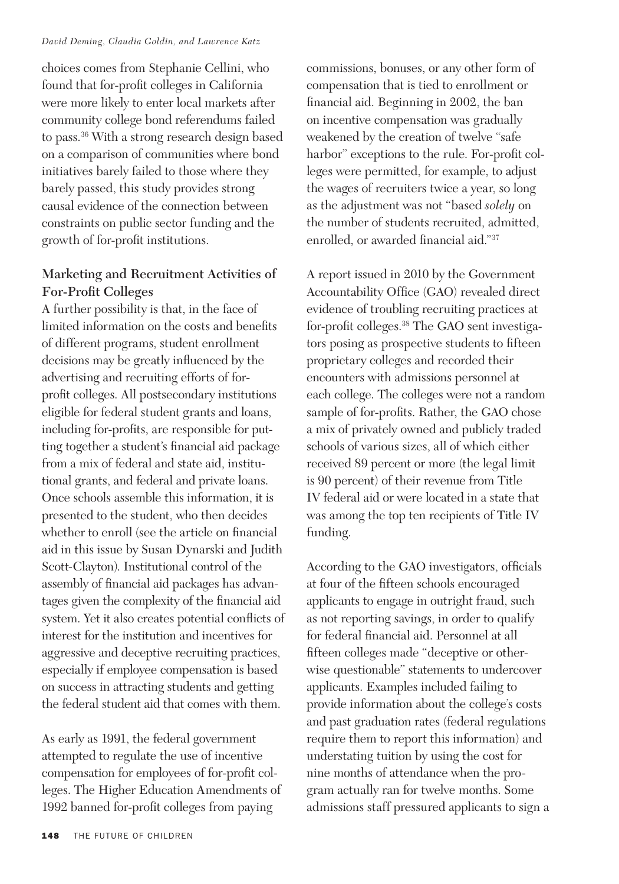choices comes from Stephanie Cellini, who found that for-profit colleges in California were more likely to enter local markets after community college bond referendums failed to pass.[36] With a strong research design based on a comparison of communities where bond initiatives barely failed to those where they barely passed, this study provides strong causal evidence of the connection between constraints on public sector funding and the growth of for-profit institutions.

### Marketing and Recruitment Activities of For-Profit Colleges

A further possibility is that, in the face of limited information on the costs and benefits of different programs, student enrollment decisions may be greatly influenced by the advertising and recruiting efforts of for-profit colleges. All postsecondary institutions eligible for federal student grants and loans, including for-profits, are responsible for putting together a student's financial aid package from a mix of federal and state aid, institutional grants, and federal and private loans. Once schools assemble this information, it is presented to the student, who then decides whether to enroll (see the article on financial aid in this issue by Susan Dynarski and Judith Scott-Clayton). Institutional control of the assembly of financial aid packages has advantages given the complexity of the financial aid system. Yet it also creates potential conflicts of interest for the institution and incentives for aggressive and deceptive recruiting practices, especially if employee compensation is based on success in attracting students and getting the federal student aid that comes with them.

As early as 1991, the federal government attempted to regulate the use of incentive compensation for employees of for-profit colleges. The Higher Education Amendments of 1992 banned for-profit colleges from paying commissions, bonuses, or any other form of compensation that is tied to enrollment or financial aid. Beginning in 2002, the ban on incentive compensation was gradually weakened by the creation of twelve "safe harbor" exceptions to the rule. For-profit colleges were permitted, for example, to adjust the wages of recruiters twice a year, so long as the adjustment was not "based *solely* on the number of students recruited, admitted, enrolled, or awarded financial aid."[37]

A report issued in 2010 by the Government Accountability Office (GAO) revealed direct evidence of troubling recruiting practices at for-profit colleges.[38] The GAO sent investigators posing as prospective students to fifteen proprietary colleges and recorded their encounters with admissions personnel at each college. The colleges were not a random sample of for-profits. Rather, the GAO chose a mix of privately owned and publicly traded schools of various sizes, all of which either received 89 percent or more (the legal limit is 90 percent) of their revenue from Title IV federal aid or were located in a state that was among the top ten recipients of Title IV funding.

According to the GAO investigators, officials at four of the fifteen schools encouraged applicants to engage in outright fraud, such as not reporting savings, in order to qualify for federal financial aid. Personnel at all fifteen colleges made "deceptive or otherwise questionable" statements to undercover applicants. Examples included failing to provide information about the college's costs and past graduation rates (federal regulations require them to report this information) and understating tuition by using the cost for nine months of attendance when the program actually ran for twelve months. Some admissions staff pressured applicants to sign a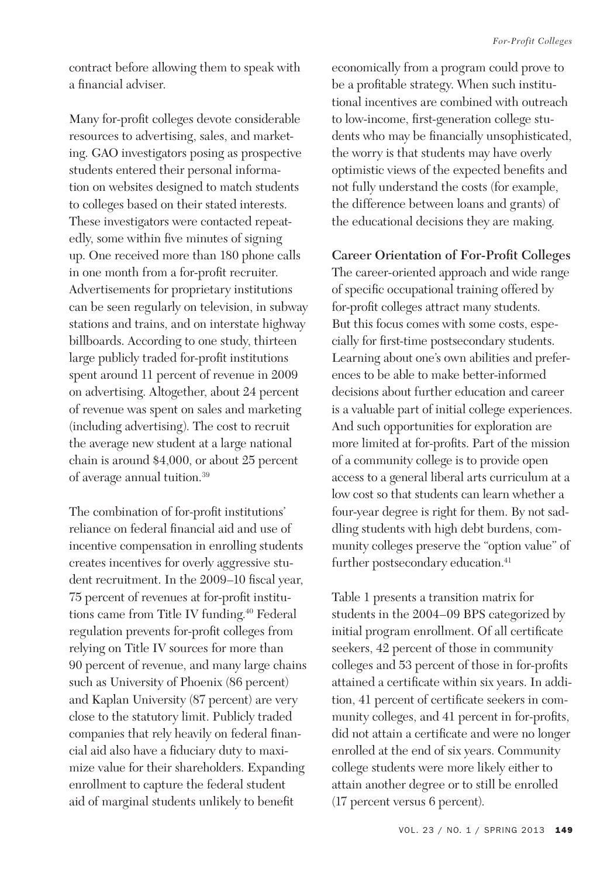contract before allowing them to speak with a financial adviser.

Many for-profit colleges devote considerable resources to advertising, sales, and marketing. GAO investigators posing as prospective students entered their personal information on websites designed to match students to colleges based on their stated interests. These investigators were contacted repeatedly, some within five minutes of signing up. One received more than 180 phone calls in one month from a for-profit recruiter. Advertisements for proprietary institutions can be seen regularly on television, in subway stations and trains, and on interstate highway billboards. According to one study, thirteen large publicly traded for-profit institutions spent around 11 percent of revenue in 2009 on advertising. Altogether, about 24 percent of revenue was spent on sales and marketing (including advertising). The cost to recruit the average new student at a large national chain is around \$4,000, or about 25 percent of average annual tuition.[39]

The combination of for-profit institutions' reliance on federal financial aid and use of incentive compensation in enrolling students creates incentives for overly aggressive student recruitment. In the 2009–10 fiscal year, 75 percent of revenues at for-profit institutions came from Title IV funding.[40] Federal regulation prevents for-profit colleges from relying on Title IV sources for more than 90 percent of revenue, and many large chains such as University of Phoenix (86 percent) and Kaplan University (87 percent) are very close to the statutory limit. Publicly traded companies that rely heavily on federal financial aid also have a fiduciary duty to maximize value for their shareholders. Expanding enrollment to capture the federal student aid of marginal students unlikely to benefit economically from a program could prove to be a profitable strategy. When such institutional incentives are combined with outreach to low-income, first-generation college students who may be financially unsophisticated, the worry is that students may have overly optimistic views of the expected benefits and not fully understand the costs (for example, the difference between loans and grants) of the educational decisions they are making.

**Career Orientation of For-Profit Colleges**

The career-oriented approach and wide range of specific occupational training offered by for-profit colleges attract many students. But this focus comes with some costs, especially for first-time postsecondary students. Learning about one's own abilities and preferences to be able to make better-informed decisions about further education and career is a valuable part of initial college experiences. And such opportunities for exploration are more limited at for-profits. Part of the mission of a community college is to provide open access to a general liberal arts curriculum at a low cost so that students can learn whether a four-year degree is right for them. By not saddling students with high debt burdens, community colleges preserve the "option value" of further postsecondary education.[41]

Table 1 presents a transition matrix for students in the 2004–09 BPS categorized by initial program enrollment. Of all certificate seekers, 42 percent of those in community colleges and 53 percent of those in for-profits attained a certificate within six years. In addition, 41 percent of certificate seekers in community colleges, and 41 percent in for-profits, did not attain a certificate and were no longer enrolled at the end of six years. Community college students were more likely either to attain another degree or to still be enrolled (17 percent versus 6 percent).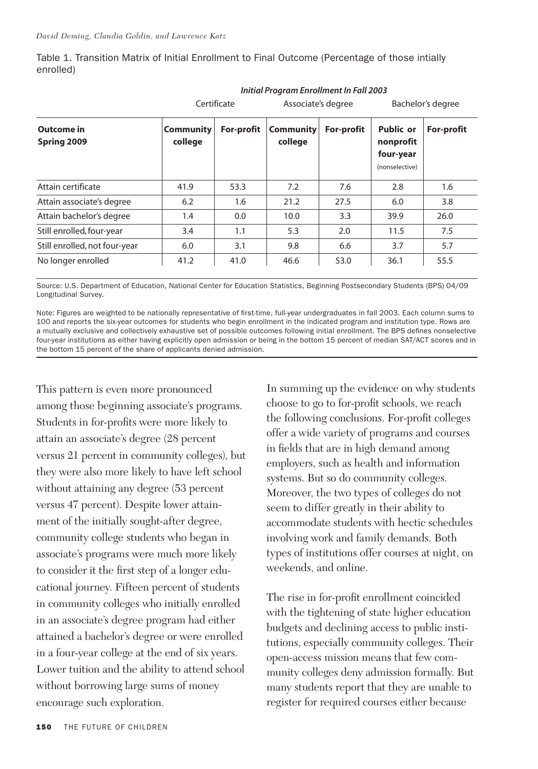Table 1. Transition Matrix of Initial Enrollment to Final Outcome (Percentage of those intially enrolled)

| | *Initial Program Enrollment In Fall 2003* | | | | | |
|---|---|---|---|---|---|---|
| | Certificate | | Associate's degree | | Bachelor's degree | |
| **Outcome in Spring 2009** | **Community college** | **For-profit** | **Community college** | **For-profit** | **Public or nonprofit four-year** (nonselective) | **For-profit** |
| Attain certificate | 41.9 | 53.3 | 7.2 | 7.6 | 2.8 | 1.6 |
| Attain associate's degree | 6.2 | 1.6 | 21.2 | 27.5 | 6.0 | 3.8 |
| Attain bachelor's degree | 1.4 | 0.0 | 10.0 | 3.3 | 39.9 | 26.0 |
| Still enrolled, four-year | 3.4 | 1.1 | 5.3 | 2.0 | 11.5 | 7.5 |
| Still enrolled, not four-year | 6.0 | 3.1 | 9.8 | 6.6 | 3.7 | 5.7 |
| No longer enrolled | 41.2 | 41.0 | 46.6 | 53.0 | 36.1 | 55.5 |

Source: U.S. Department of Education, National Center for Education Statistics, Beginning Postsecondary Students (BPS) 04/09 Longitudinal Survey.

Note: Figures are weighted to be nationally representative of first-time, full-year undergraduates in fall 2003. Each column sums to 100 and reports the six-year outcomes for students who begin enrollment in the indicated program and institution type. Rows are a mutually exclusive and collectively exhaustive set of possible outcomes following initial enrollment. The BPS defines nonselective four-year institutions as either having explicitly open admission or being in the bottom 15 percent of median SAT/ACT scores and in the bottom 15 percent of the share of applicants denied admission.

This pattern is even more pronounced among those beginning associate's programs. Students in for-profits were more likely to attain an associate's degree (28 percent versus 21 percent in community colleges), but they were also more likely to have left school without attaining any degree (53 percent versus 47 percent). Despite lower attainment of the initially sought-after degree, community college students who began in associate's programs were much more likely to consider it the first step of a longer educational journey. Fifteen percent of students in community colleges who initially enrolled in an associate's degree program had either attained a bachelor's degree or were enrolled in a four-year college at the end of six years. Lower tuition and the ability to attend school without borrowing large sums of money encourage such exploration.

In summing up the evidence on why students choose to go to for-profit schools, we reach the following conclusions. For-profit colleges offer a wide variety of programs and courses in fields that are in high demand among employers, such as health and information systems. But so do community colleges. Moreover, the two types of colleges do not seem to differ greatly in their ability to accommodate students with hectic schedules involving work and family demands. Both types of institutions offer courses at night, on weekends, and online.

The rise in for-profit enrollment coincided with the tightening of state higher education budgets and declining access to public institutions, especially community colleges. Their open-access mission means that few community colleges deny admission formally. But many students report that they are unable to register for required courses either because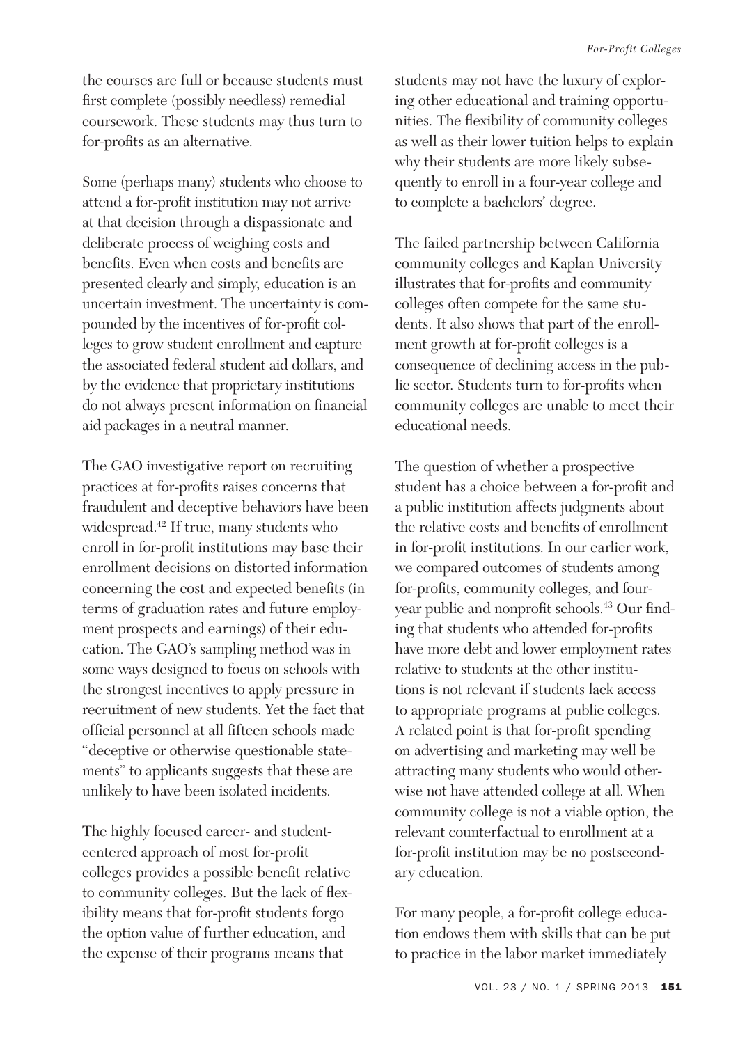the courses are full or because students must first complete (possibly needless) remedial coursework. These students may thus turn to for-profits as an alternative.

Some (perhaps many) students who choose to attend a for-profit institution may not arrive at that decision through a dispassionate and deliberate process of weighing costs and benefits. Even when costs and benefits are presented clearly and simply, education is an uncertain investment. The uncertainty is compounded by the incentives of for-profit colleges to grow student enrollment and capture the associated federal student aid dollars, and by the evidence that proprietary institutions do not always present information on financial aid packages in a neutral manner.

The GAO investigative report on recruiting practices at for-profits raises concerns that fraudulent and deceptive behaviors have been widespread.[42] If true, many students who enroll in for-profit institutions may base their enrollment decisions on distorted information concerning the cost and expected benefits (in terms of graduation rates and future employment prospects and earnings) of their education. The GAO's sampling method was in some ways designed to focus on schools with the strongest incentives to apply pressure in recruitment of new students. Yet the fact that official personnel at all fifteen schools made "deceptive or otherwise questionable statements" to applicants suggests that these are unlikely to have been isolated incidents.

The highly focused career- and student-centered approach of most for-profit colleges provides a possible benefit relative to community colleges. But the lack of flexibility means that for-profit students forgo the option value of further education, and the expense of their programs means that students may not have the luxury of exploring other educational and training opportunities. The flexibility of community colleges as well as their lower tuition helps to explain why their students are more likely subsequently to enroll in a four-year college and to complete a bachelors' degree.

The failed partnership between California community colleges and Kaplan University illustrates that for-profits and community colleges often compete for the same students. It also shows that part of the enrollment growth at for-profit colleges is a consequence of declining access in the public sector. Students turn to for-profits when community colleges are unable to meet their educational needs.

The question of whether a prospective student has a choice between a for-profit and a public institution affects judgments about the relative costs and benefits of enrollment in for-profit institutions. In our earlier work, we compared outcomes of students among for-profits, community colleges, and four-year public and nonprofit schools.[43] Our finding that students who attended for-profits have more debt and lower employment rates relative to students at the other institutions is not relevant if students lack access to appropriate programs at public colleges. A related point is that for-profit spending on advertising and marketing may well be attracting many students who would otherwise not have attended college at all. When community college is not a viable option, the relevant counterfactual to enrollment at a for-profit institution may be no postsecondary education.

For many people, a for-profit college education endows them with skills that can be put to practice in the labor market immediately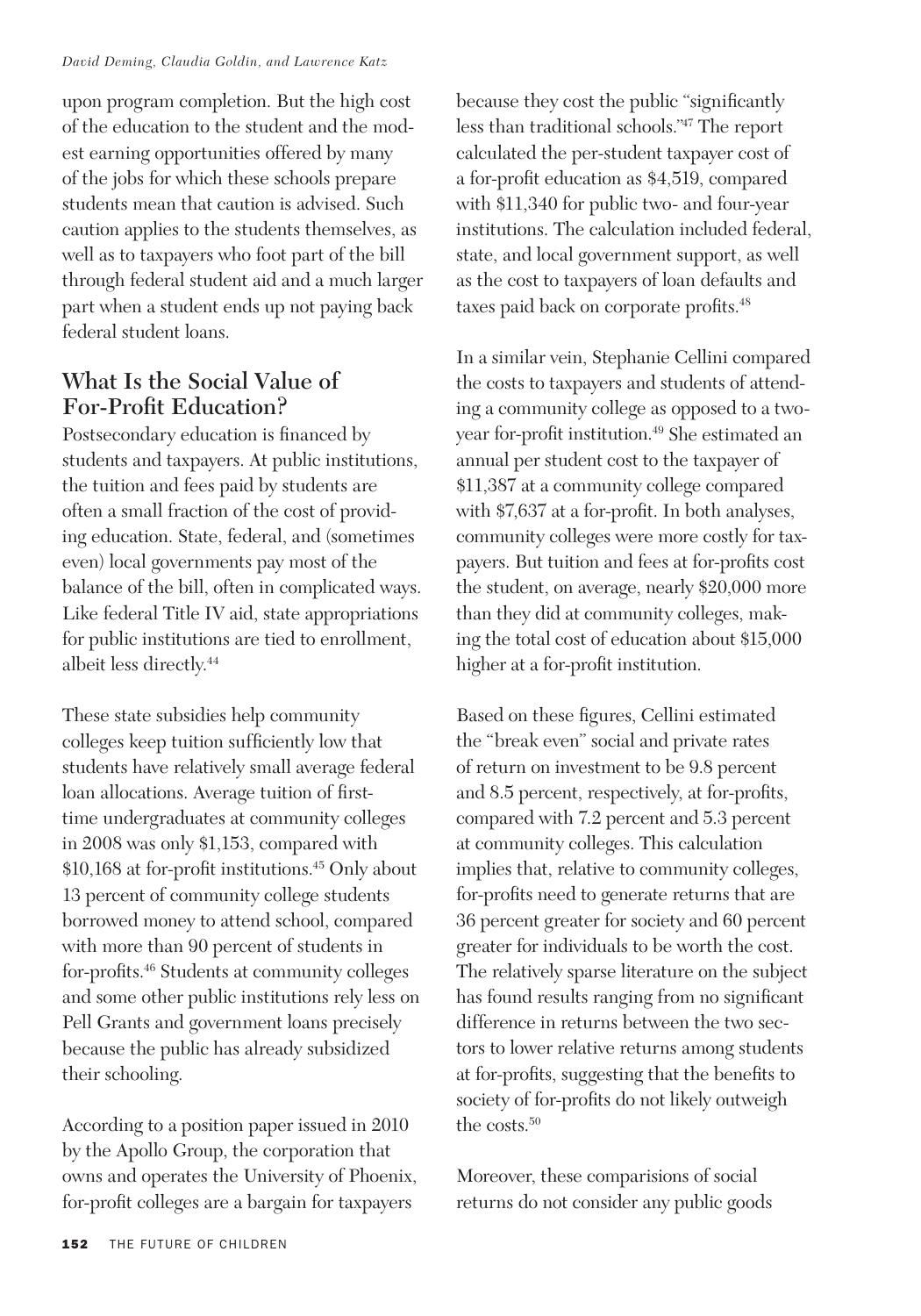upon program completion. But the high cost of the education to the student and the modest earning opportunities offered by many of the jobs for which these schools prepare students mean that caution is advised. Such caution applies to the students themselves, as well as to taxpayers who foot part of the bill through federal student aid and a much larger part when a student ends up not paying back federal student loans.

## What Is the Social Value of For-Profit Education?

Postsecondary education is financed by students and taxpayers. At public institutions, the tuition and fees paid by students are often a small fraction of the cost of providing education. State, federal, and (sometimes even) local governments pay most of the balance of the bill, often in complicated ways. Like federal Title IV aid, state appropriations for public institutions are tied to enrollment, albeit less directly.[44]

These state subsidies help community colleges keep tuition sufficiently low that students have relatively small average federal loan allocations. Average tuition of first-time undergraduates at community colleges in 2008 was only $1,153, compared with $10,168 at for-profit institutions.[45] Only about 13 percent of community college students borrowed money to attend school, compared with more than 90 percent of students in for-profits.[46] Students at community colleges and some other public institutions rely less on Pell Grants and government loans precisely because the public has already subsidized their schooling.

According to a position paper issued in 2010 by the Apollo Group, the corporation that owns and operates the University of Phoenix, for-profit colleges are a bargain for taxpayers because they cost the public "significantly less than traditional schools."[47] The report calculated the per-student taxpayer cost of a for-profit education as $4,519, compared with $11,340 for public two- and four-year institutions. The calculation included federal, state, and local government support, as well as the cost to taxpayers of loan defaults and taxes paid back on corporate profits.[48]

In a similar vein, Stephanie Cellini compared the costs to taxpayers and students of attending a community college as opposed to a two-year for-profit institution.[49] She estimated an annual per student cost to the taxpayer of $11,387 at a community college compared with $7,637 at a for-profit. In both analyses, community colleges were more costly for taxpayers. But tuition and fees at for-profits cost the student, on average, nearly $20,000 more than they did at community colleges, making the total cost of education about $15,000 higher at a for-profit institution.

Based on these figures, Cellini estimated the "break even" social and private rates of return on investment to be 9.8 percent and 8.5 percent, respectively, at for-profits, compared with 7.2 percent and 5.3 percent at community colleges. This calculation implies that, relative to community colleges, for-profits need to generate returns that are 36 percent greater for society and 60 percent greater for individuals to be worth the cost. The relatively sparse literature on the subject has found results ranging from no significant difference in returns between the two sectors to lower relative returns among students at for-profits, suggesting that the benefits to society of for-profits do not likely outweigh the costs.[50]

Moreover, these comparisions of social returns do not consider any public goods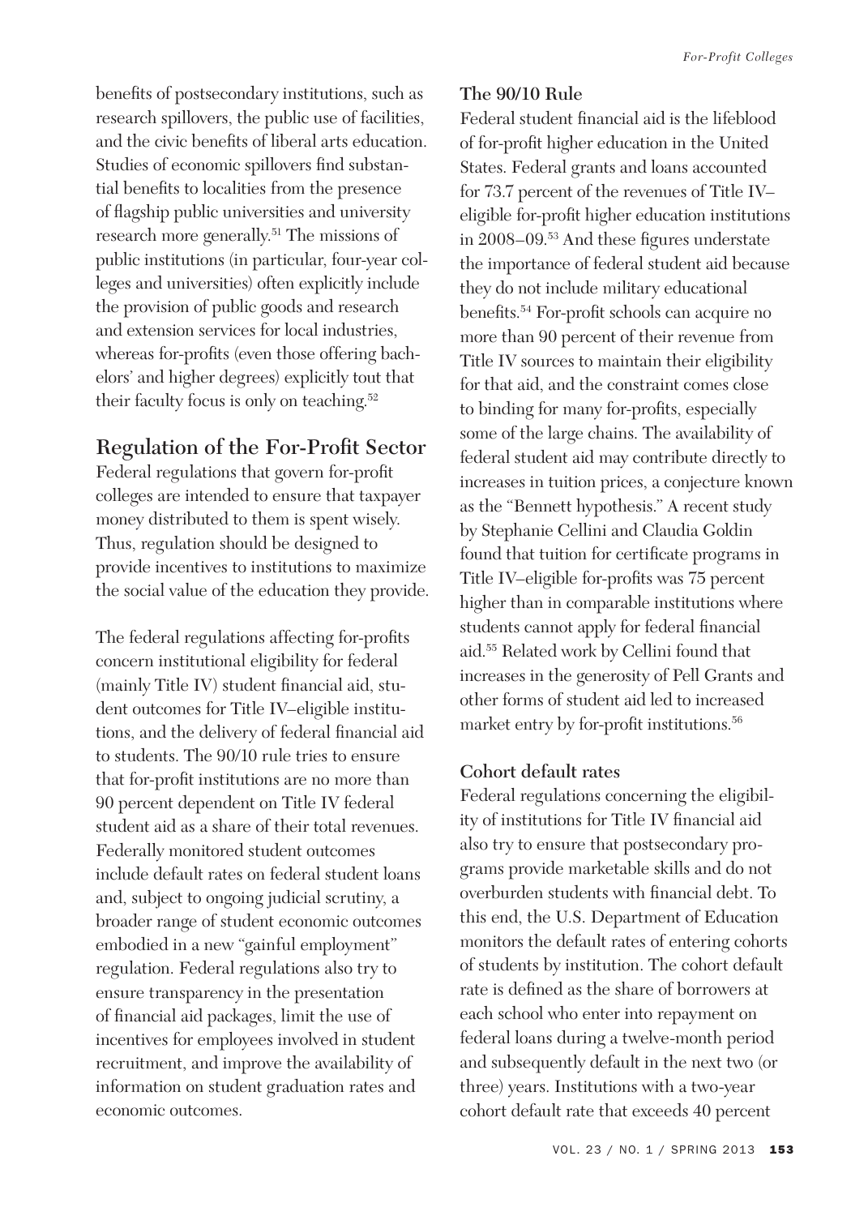benefits of postsecondary institutions, such as research spillovers, the public use of facilities, and the civic benefits of liberal arts education. Studies of economic spillovers find substantial benefits to localities from the presence of flagship public universities and university research more generally.[51] The missions of public institutions (in particular, four-year colleges and universities) often explicitly include the provision of public goods and research and extension services for local industries, whereas for-profits (even those offering bachelors' and higher degrees) explicitly tout that their faculty focus is only on teaching.[52]

## Regulation of the For-Profit Sector

Federal regulations that govern for-profit colleges are intended to ensure that taxpayer money distributed to them is spent wisely. Thus, regulation should be designed to provide incentives to institutions to maximize the social value of the education they provide.

The federal regulations affecting for-profits concern institutional eligibility for federal (mainly Title IV) student financial aid, student outcomes for Title IV–eligible institutions, and the delivery of federal financial aid to students. The 90/10 rule tries to ensure that for-profit institutions are no more than 90 percent dependent on Title IV federal student aid as a share of their total revenues. Federally monitored student outcomes include default rates on federal student loans and, subject to ongoing judicial scrutiny, a broader range of student economic outcomes embodied in a new "gainful employment" regulation. Federal regulations also try to ensure transparency in the presentation of financial aid packages, limit the use of incentives for employees involved in student recruitment, and improve the availability of information on student graduation rates and economic outcomes.

### The 90/10 Rule

Federal student financial aid is the lifeblood of for-profit higher education in the United States. Federal grants and loans accounted for 73.7 percent of the revenues of Title IV–eligible for-profit higher education institutions in 2008–09.[53] And these figures understate the importance of federal student aid because they do not include military educational benefits.[54] For-profit schools can acquire no more than 90 percent of their revenue from Title IV sources to maintain their eligibility for that aid, and the constraint comes close to binding for many for-profits, especially some of the large chains. The availability of federal student aid may contribute directly to increases in tuition prices, a conjecture known as the "Bennett hypothesis." A recent study by Stephanie Cellini and Claudia Goldin found that tuition for certificate programs in Title IV–eligible for-profits was 75 percent higher than in comparable institutions where students cannot apply for federal financial aid.[55] Related work by Cellini found that increases in the generosity of Pell Grants and other forms of student aid led to increased market entry by for-profit institutions.[56]

### Cohort default rates

Federal regulations concerning the eligibility of institutions for Title IV financial aid also try to ensure that postsecondary programs provide marketable skills and do not overburden students with financial debt. To this end, the U.S. Department of Education monitors the default rates of entering cohorts of students by institution. The cohort default rate is defined as the share of borrowers at each school who enter into repayment on federal loans during a twelve-month period and subsequently default in the next two (or three) years. Institutions with a two-year cohort default rate that exceeds 40 percent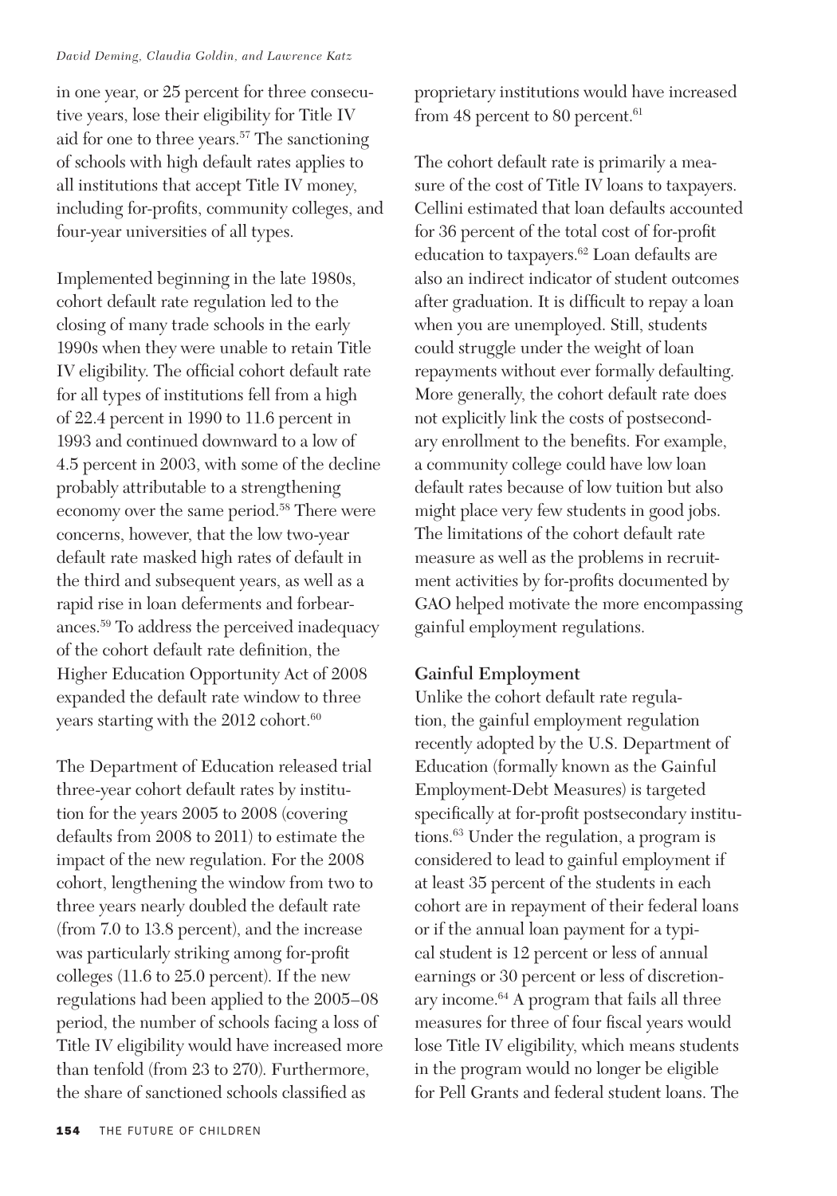in one year, or 25 percent for three consecutive years, lose their eligibility for Title IV aid for one to three years.[57] The sanctioning of schools with high default rates applies to all institutions that accept Title IV money, including for-profits, community colleges, and four-year universities of all types.

Implemented beginning in the late 1980s, cohort default rate regulation led to the closing of many trade schools in the early 1990s when they were unable to retain Title IV eligibility. The official cohort default rate for all types of institutions fell from a high of 22.4 percent in 1990 to 11.6 percent in 1993 and continued downward to a low of 4.5 percent in 2003, with some of the decline probably attributable to a strengthening economy over the same period.[58] There were concerns, however, that the low two-year default rate masked high rates of default in the third and subsequent years, as well as a rapid rise in loan deferments and forbearances.[59] To address the perceived inadequacy of the cohort default rate definition, the Higher Education Opportunity Act of 2008 expanded the default rate window to three years starting with the 2012 cohort.[60]

The Department of Education released trial three-year cohort default rates by institution for the years 2005 to 2008 (covering defaults from 2008 to 2011) to estimate the impact of the new regulation. For the 2008 cohort, lengthening the window from two to three years nearly doubled the default rate (from 7.0 to 13.8 percent), and the increase was particularly striking among for-profit colleges (11.6 to 25.0 percent). If the new regulations had been applied to the 2005–08 period, the number of schools facing a loss of Title IV eligibility would have increased more than tenfold (from 23 to 270). Furthermore, the share of sanctioned schools classified as proprietary institutions would have increased from 48 percent to 80 percent.[61]

The cohort default rate is primarily a measure of the cost of Title IV loans to taxpayers. Cellini estimated that loan defaults accounted for 36 percent of the total cost of for-profit education to taxpayers.[62] Loan defaults are also an indirect indicator of student outcomes after graduation. It is difficult to repay a loan when you are unemployed. Still, students could struggle under the weight of loan repayments without ever formally defaulting. More generally, the cohort default rate does not explicitly link the costs of postsecondary enrollment to the benefits. For example, a community college could have low loan default rates because of low tuition but also might place very few students in good jobs. The limitations of the cohort default rate measure as well as the problems in recruitment activities by for-profits documented by GAO helped motivate the more encompassing gainful employment regulations.

### Gainful Employment

Unlike the cohort default rate regulation, the gainful employment regulation recently adopted by the U.S. Department of Education (formally known as the Gainful Employment-Debt Measures) is targeted specifically at for-profit postsecondary institutions.[63] Under the regulation, a program is considered to lead to gainful employment if at least 35 percent of the students in each cohort are in repayment of their federal loans or if the annual loan payment for a typical student is 12 percent or less of annual earnings or 30 percent or less of discretionary income.[64] A program that fails all three measures for three of four fiscal years would lose Title IV eligibility, which means students in the program would no longer be eligible for Pell Grants and federal student loans. The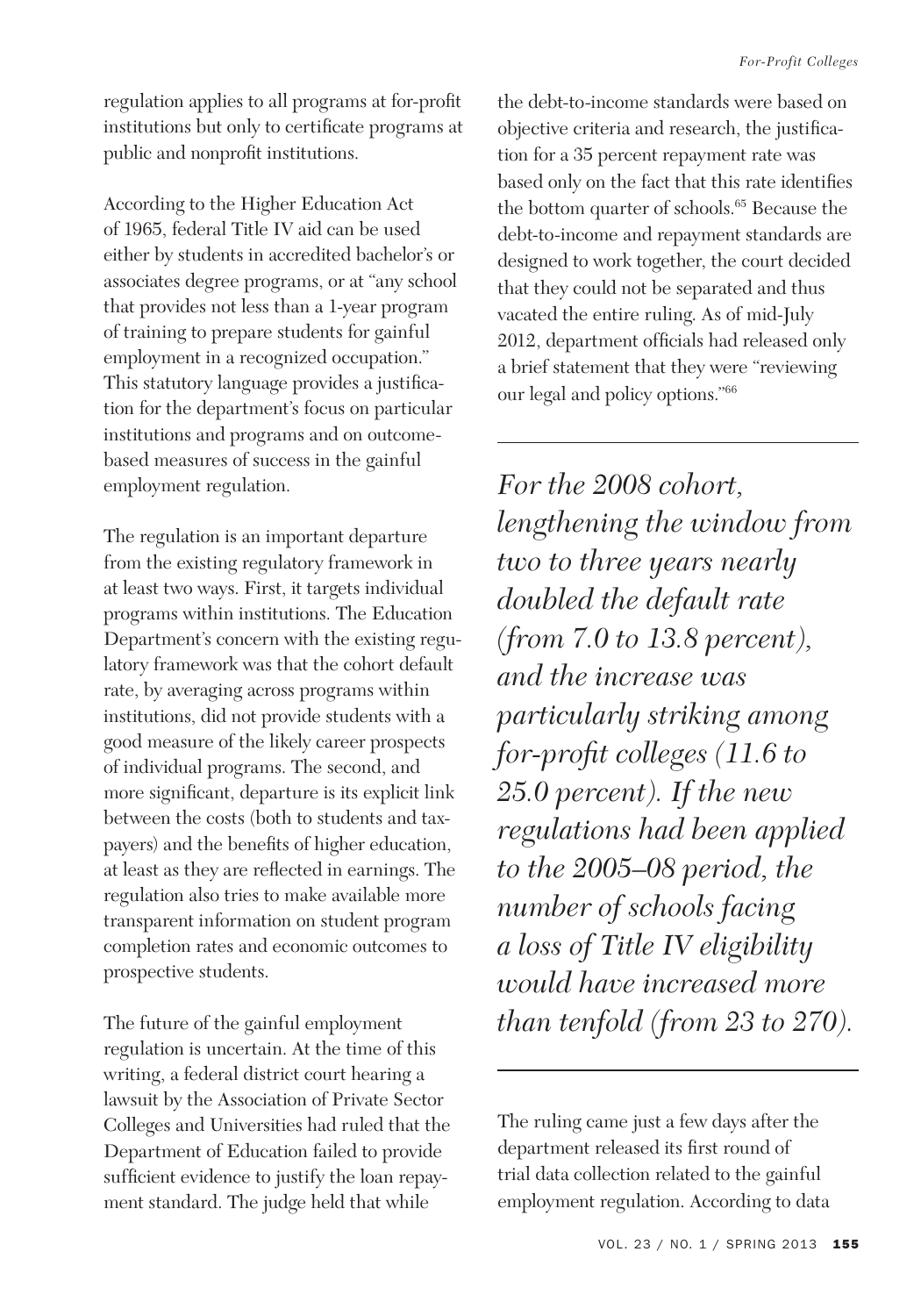regulation applies to all programs at for-profit institutions but only to certificate programs at public and nonprofit institutions.

According to the Higher Education Act of 1965, federal Title IV aid can be used either by students in accredited bachelor's or associates degree programs, or at "any school that provides not less than a 1-year program of training to prepare students for gainful employment in a recognized occupation." This statutory language provides a justification for the department's focus on particular institutions and programs and on outcome-based measures of success in the gainful employment regulation.

The regulation is an important departure from the existing regulatory framework in at least two ways. First, it targets individual programs within institutions. The Education Department's concern with the existing regulatory framework was that the cohort default rate, by averaging across programs within institutions, did not provide students with a good measure of the likely career prospects of individual programs. The second, and more significant, departure is its explicit link between the costs (both to students and taxpayers) and the benefits of higher education, at least as they are reflected in earnings. The regulation also tries to make available more transparent information on student program completion rates and economic outcomes to prospective students.

The future of the gainful employment regulation is uncertain. At the time of this writing, a federal district court hearing a lawsuit by the Association of Private Sector Colleges and Universities had ruled that the Department of Education failed to provide sufficient evidence to justify the loan repayment standard. The judge held that while the debt-to-income standards were based on objective criteria and research, the justification for a 35 percent repayment rate was based only on the fact that this rate identifies the bottom quarter of schools.[65] Because the debt-to-income and repayment standards are designed to work together, the court decided that they could not be separated and thus vacated the entire ruling. As of mid-July 2012, department officials had released only a brief statement that they were "reviewing our legal and policy options."[66]

> *For the 2008 cohort, lengthening the window from two to three years nearly doubled the default rate (from 7.0 to 13.8 percent), and the increase was particularly striking among for-profit colleges (11.6 to 25.0 percent). If the new regulations had been applied to the 2005–08 period, the number of schools facing a loss of Title IV eligibility would have increased more than tenfold (from 23 to 270).*

The ruling came just a few days after the department released its first round of trial data collection related to the gainful employment regulation. According to data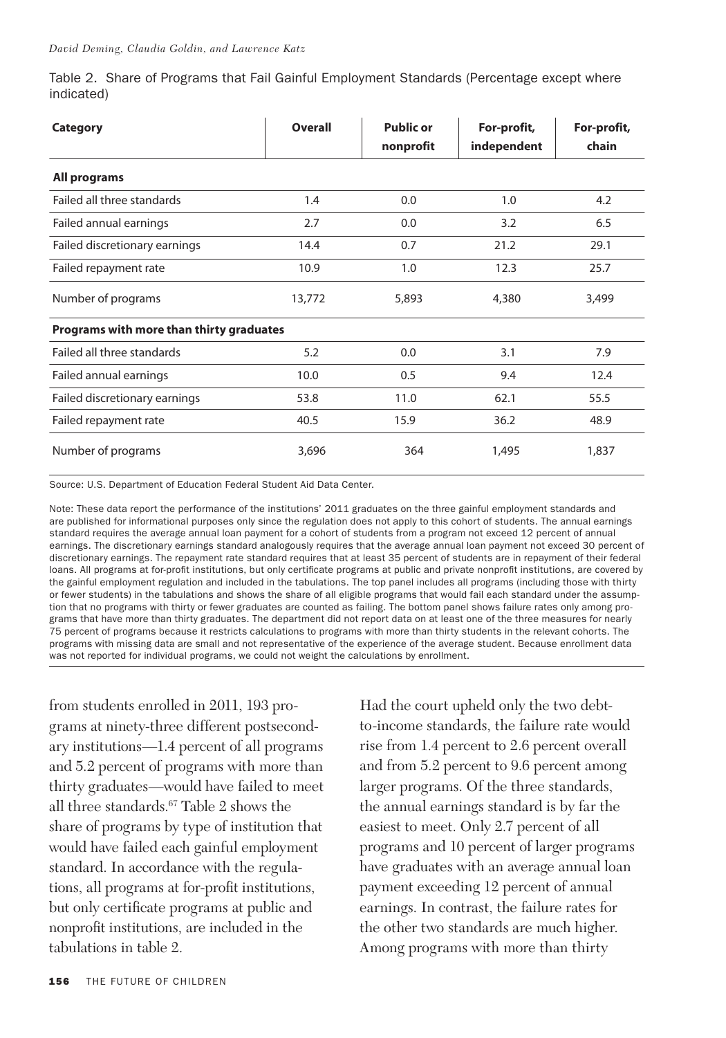Table 2. Share of Programs that Fail Gainful Employment Standards (Percentage except where indicated)

| Category | Overall | Public or nonprofit | For-profit, independent | For-profit, chain |
|---|---|---|---|---|
| **All programs** | | | | |
| Failed all three standards | 1.4 | 0.0 | 1.0 | 4.2 |
| Failed annual earnings | 2.7 | 0.0 | 3.2 | 6.5 |
| Failed discretionary earnings | 14.4 | 0.7 | 21.2 | 29.1 |
| Failed repayment rate | 10.9 | 1.0 | 12.3 | 25.7 |
| Number of programs | 13,772 | 5,893 | 4,380 | 3,499 |
| **Programs with more than thirty graduates** | | | | |
| Failed all three standards | 5.2 | 0.0 | 3.1 | 7.9 |
| Failed annual earnings | 10.0 | 0.5 | 9.4 | 12.4 |
| Failed discretionary earnings | 53.8 | 11.0 | 62.1 | 55.5 |
| Failed repayment rate | 40.5 | 15.9 | 36.2 | 48.9 |
| Number of programs | 3,696 | 364 | 1,495 | 1,837 |

Source: U.S. Department of Education Federal Student Aid Data Center.

Note: These data report the performance of the institutions' 2011 graduates on the three gainful employment standards and are published for informational purposes only since the regulation does not apply to this cohort of students. The annual earnings standard requires the average annual loan payment for a cohort of students from a program not exceed 12 percent of annual earnings. The discretionary earnings standard analogously requires that the average annual loan payment not exceed 30 percent of discretionary earnings. The repayment rate standard requires that at least 35 percent of students are in repayment of their federal loans. All programs at for-profit institutions, but only certificate programs at public and private nonprofit institutions, are covered by the gainful employment regulation and included in the tabulations. The top panel includes all programs (including those with thirty or fewer students) in the tabulations and shows the share of all eligible programs that would fail each standard under the assumption that no programs with thirty or fewer graduates are counted as failing. The bottom panel shows failure rates only among programs that have more than thirty graduates. The department did not report data on at least one of the three measures for nearly 75 percent of programs because it restricts calculations to programs with more than thirty students in the relevant cohorts. The programs with missing data are small and not representative of the experience of the average student. Because enrollment data was not reported for individual programs, we could not weight the calculations by enrollment.

from students enrolled in 2011, 193 programs at ninety-three different postsecondary institutions—1.4 percent of all programs and 5.2 percent of programs with more than thirty graduates—would have failed to meet all three standards.[67] Table 2 shows the share of programs by type of institution that would have failed each gainful employment standard. In accordance with the regulations, all programs at for-profit institutions, but only certificate programs at public and nonprofit institutions, are included in the tabulations in table 2.

Had the court upheld only the two debt-to-income standards, the failure rate would rise from 1.4 percent to 2.6 percent overall and from 5.2 percent to 9.6 percent among larger programs. Of the three standards, the annual earnings standard is by far the easiest to meet. Only 2.7 percent of all programs and 10 percent of larger programs have graduates with an average annual loan payment exceeding 12 percent of annual earnings. In contrast, the failure rates for the other two standards are much higher. Among programs with more than thirty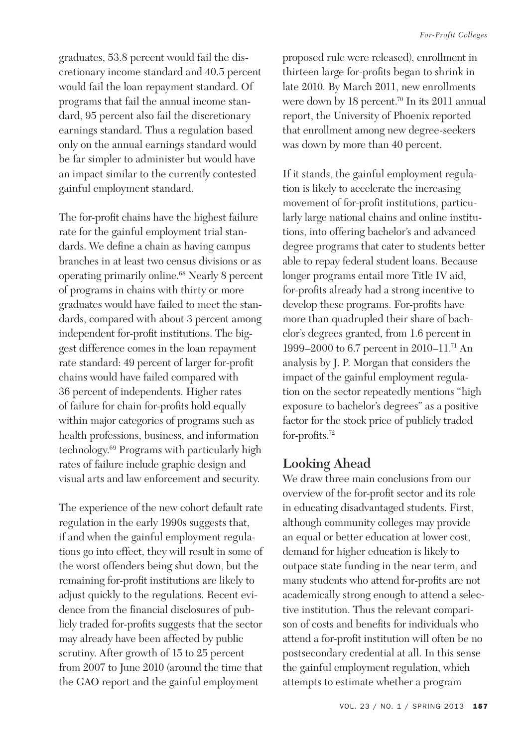graduates, 53.8 percent would fail the discretionary income standard and 40.5 percent would fail the loan repayment standard. Of programs that fail the annual income standard, 95 percent also fail the discretionary earnings standard. Thus a regulation based only on the annual earnings standard would be far simpler to administer but would have an impact similar to the currently contested gainful employment standard.

The for-profit chains have the highest failure rate for the gainful employment trial standards. We define a chain as having campus branches in at least two census divisions or as operating primarily online.[68] Nearly 8 percent of programs in chains with thirty or more graduates would have failed to meet the standards, compared with about 3 percent among independent for-profit institutions. The biggest difference comes in the loan repayment rate standard: 49 percent of larger for-profit chains would have failed compared with 36 percent of independents. Higher rates of failure for chain for-profits hold equally within major categories of programs such as health professions, business, and information technology.[69] Programs with particularly high rates of failure include graphic design and visual arts and law enforcement and security.

The experience of the new cohort default rate regulation in the early 1990s suggests that, if and when the gainful employment regulations go into effect, they will result in some of the worst offenders being shut down, but the remaining for-profit institutions are likely to adjust quickly to the regulations. Recent evidence from the financial disclosures of publicly traded for-profits suggests that the sector may already have been affected by public scrutiny. After growth of 15 to 25 percent from 2007 to June 2010 (around the time that the GAO report and the gainful employment proposed rule were released), enrollment in thirteen large for-profits began to shrink in late 2010. By March 2011, new enrollments were down by 18 percent.[70] In its 2011 annual report, the University of Phoenix reported that enrollment among new degree-seekers was down by more than 40 percent.

If it stands, the gainful employment regulation is likely to accelerate the increasing movement of for-profit institutions, particularly large national chains and online institutions, into offering bachelor's and advanced degree programs that cater to students better able to repay federal student loans. Because longer programs entail more Title IV aid, for-profits already had a strong incentive to develop these programs. For-profits have more than quadrupled their share of bachelor's degrees granted, from 1.6 percent in 1999–2000 to 6.7 percent in 2010–11.[71] An analysis by J. P. Morgan that considers the impact of the gainful employment regulation on the sector repeatedly mentions "high exposure to bachelor's degrees" as a positive factor for the stock price of publicly traded for-profits.[72]

## Looking Ahead

We draw three main conclusions from our overview of the for-profit sector and its role in educating disadvantaged students. First, although community colleges may provide an equal or better education at lower cost, demand for higher education is likely to outpace state funding in the near term, and many students who attend for-profits are not academically strong enough to attend a selective institution. Thus the relevant comparison of costs and benefits for individuals who attend a for-profit institution will often be no postsecondary credential at all. In this sense the gainful employment regulation, which attempts to estimate whether a program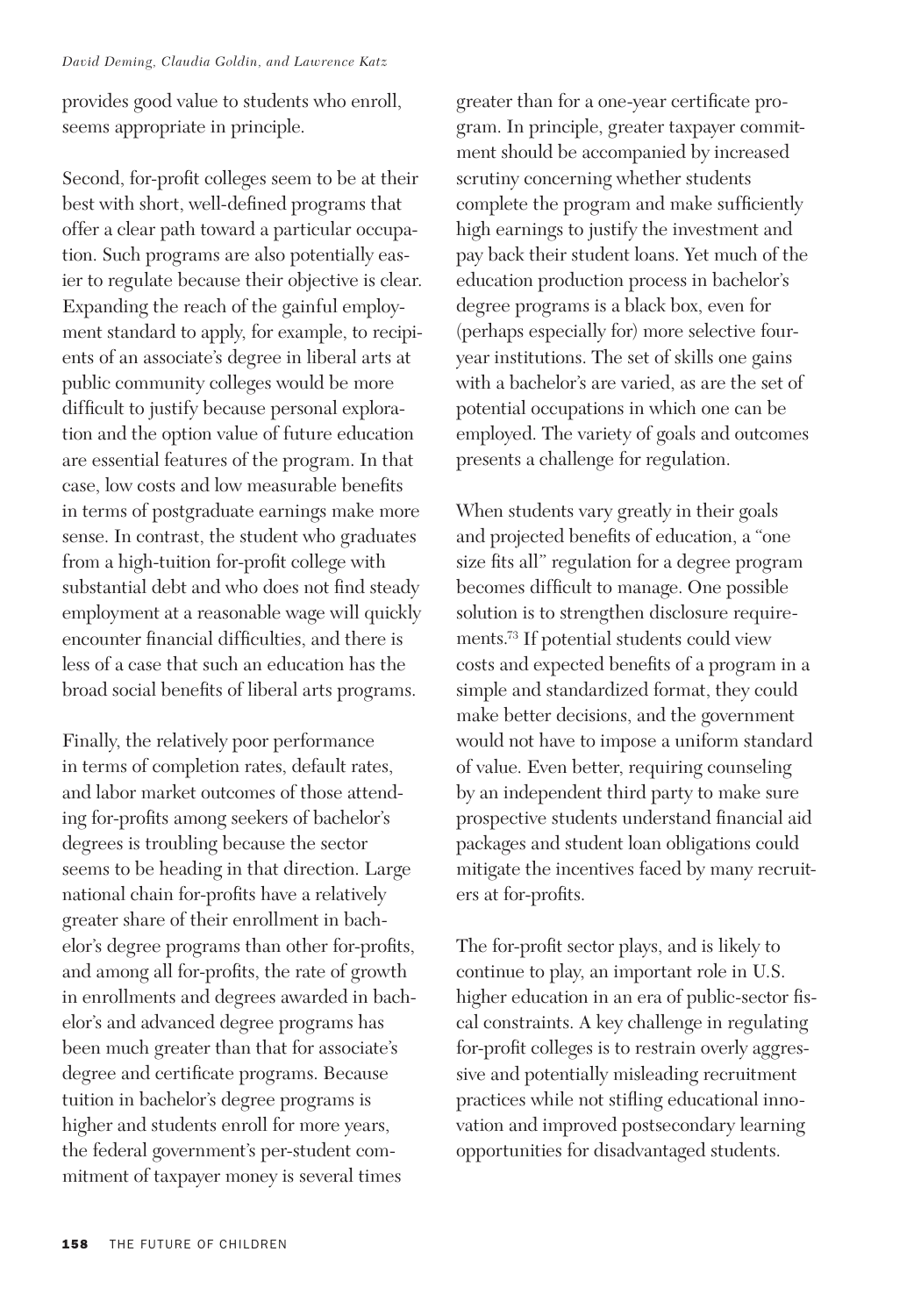provides good value to students who enroll, seems appropriate in principle.

Second, for-profit colleges seem to be at their best with short, well-defined programs that offer a clear path toward a particular occupation. Such programs are also potentially easier to regulate because their objective is clear. Expanding the reach of the gainful employment standard to apply, for example, to recipients of an associate's degree in liberal arts at public community colleges would be more difficult to justify because personal exploration and the option value of future education are essential features of the program. In that case, low costs and low measurable benefits in terms of postgraduate earnings make more sense. In contrast, the student who graduates from a high-tuition for-profit college with substantial debt and who does not find steady employment at a reasonable wage will quickly encounter financial difficulties, and there is less of a case that such an education has the broad social benefits of liberal arts programs.

Finally, the relatively poor performance in terms of completion rates, default rates, and labor market outcomes of those attending for-profits among seekers of bachelor's degrees is troubling because the sector seems to be heading in that direction. Large national chain for-profits have a relatively greater share of their enrollment in bachelor's degree programs than other for-profits, and among all for-profits, the rate of growth in enrollments and degrees awarded in bachelor's and advanced degree programs has been much greater than that for associate's degree and certificate programs. Because tuition in bachelor's degree programs is higher and students enroll for more years, the federal government's per-student commitment of taxpayer money is several times greater than for a one-year certificate program. In principle, greater taxpayer commitment should be accompanied by increased scrutiny concerning whether students complete the program and make sufficiently high earnings to justify the investment and pay back their student loans. Yet much of the education production process in bachelor's degree programs is a black box, even for (perhaps especially for) more selective four-year institutions. The set of skills one gains with a bachelor's are varied, as are the set of potential occupations in which one can be employed. The variety of goals and outcomes presents a challenge for regulation.

When students vary greatly in their goals and projected benefits of education, a "one size fits all" regulation for a degree program becomes difficult to manage. One possible solution is to strengthen disclosure requirements.[73] If potential students could view costs and expected benefits of a program in a simple and standardized format, they could make better decisions, and the government would not have to impose a uniform standard of value. Even better, requiring counseling by an independent third party to make sure prospective students understand financial aid packages and student loan obligations could mitigate the incentives faced by many recruiters at for-profits.

The for-profit sector plays, and is likely to continue to play, an important role in U.S. higher education in an era of public-sector fiscal constraints. A key challenge in regulating for-profit colleges is to restrain overly aggressive and potentially misleading recruitment practices while not stifling educational innovation and improved postsecondary learning opportunities for disadvantaged students.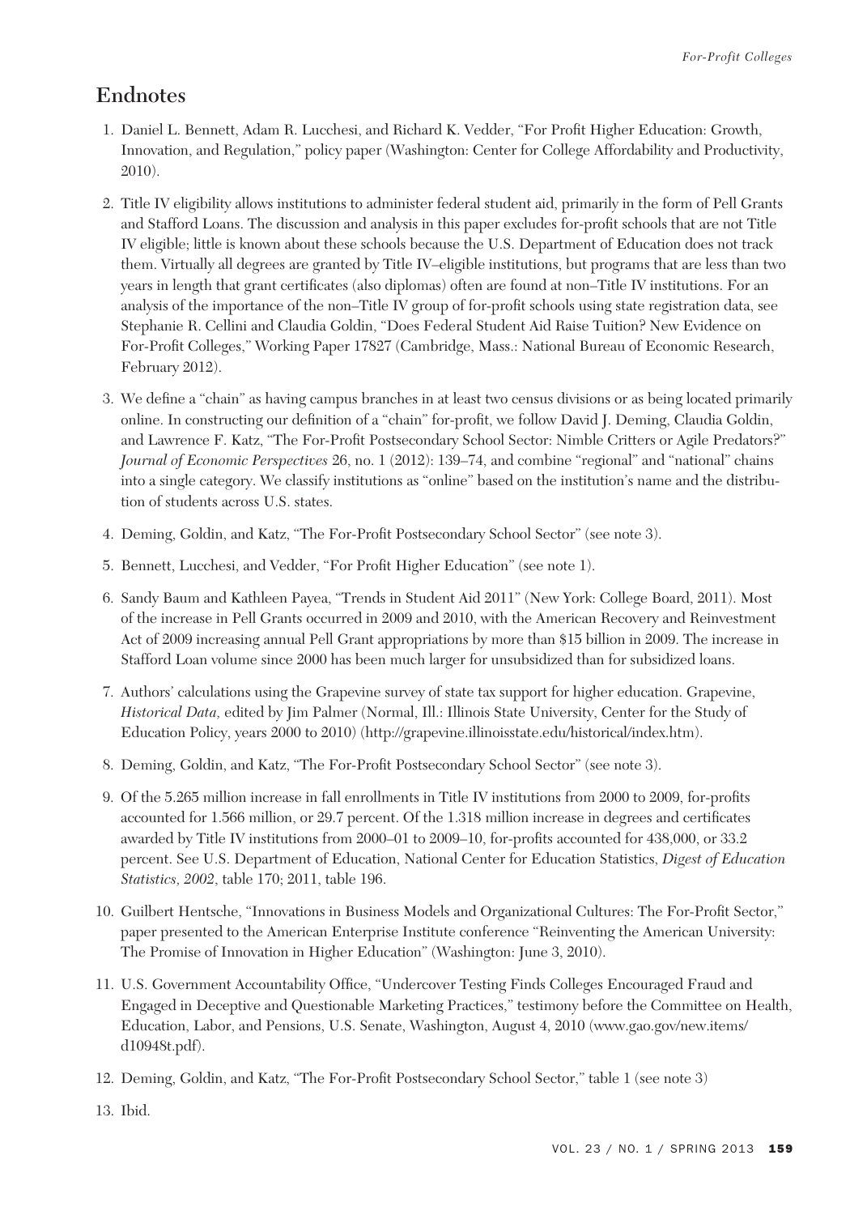## Endnotes

1. Daniel L. Bennett, Adam R. Lucchesi, and Richard K. Vedder, "For Profit Higher Education: Growth, Innovation, and Regulation," policy paper (Washington: Center for College Affordability and Productivity, 2010).

2. Title IV eligibility allows institutions to administer federal student aid, primarily in the form of Pell Grants and Stafford Loans. The discussion and analysis in this paper excludes for-profit schools that are not Title IV eligible; little is known about these schools because the U.S. Department of Education does not track them. Virtually all degrees are granted by Title IV–eligible institutions, but programs that are less than two years in length that grant certificates (also diplomas) often are found at non–Title IV institutions. For an analysis of the importance of the non–Title IV group of for-profit schools using state registration data, see Stephanie R. Cellini and Claudia Goldin, "Does Federal Student Aid Raise Tuition? New Evidence on For-Profit Colleges," Working Paper 17827 (Cambridge, Mass.: National Bureau of Economic Research, February 2012).

3. We define a "chain" as having campus branches in at least two census divisions or as being located primarily online. In constructing our definition of a "chain" for-profit, we follow David J. Deming, Claudia Goldin, and Lawrence F. Katz, "The For-Profit Postsecondary School Sector: Nimble Critters or Agile Predators?" *Journal of Economic Perspectives* 26, no. 1 (2012): 139–74, and combine "regional" and "national" chains into a single category. We classify institutions as "online" based on the institution's name and the distribution of students across U.S. states.

4. Deming, Goldin, and Katz, "The For-Profit Postsecondary School Sector" (see note 3).

5. Bennett, Lucchesi, and Vedder, "For Profit Higher Education" (see note 1).

6. Sandy Baum and Kathleen Payea, "Trends in Student Aid 2011" (New York: College Board, 2011). Most of the increase in Pell Grants occurred in 2009 and 2010, with the American Recovery and Reinvestment Act of 2009 increasing annual Pell Grant appropriations by more than $15 billion in 2009. The increase in Stafford Loan volume since 2000 has been much larger for unsubsidized than for subsidized loans.

7. Authors' calculations using the Grapevine survey of state tax support for higher education. Grapevine, *Historical Data,* edited by Jim Palmer (Normal, Ill.: Illinois State University, Center for the Study of Education Policy, years 2000 to 2010) (http://grapevine.illinoisstate.edu/historical/index.htm).

8. Deming, Goldin, and Katz, "The For-Profit Postsecondary School Sector" (see note 3).

9. Of the 5.265 million increase in fall enrollments in Title IV institutions from 2000 to 2009, for-profits accounted for 1.566 million, or 29.7 percent. Of the 1.318 million increase in degrees and certificates awarded by Title IV institutions from 2000–01 to 2009–10, for-profits accounted for 438,000, or 33.2 percent. See U.S. Department of Education, National Center for Education Statistics, *Digest of Education Statistics, 2002*, table 170; 2011, table 196.

10. Guilbert Hentsche, "Innovations in Business Models and Organizational Cultures: The For-Profit Sector," paper presented to the American Enterprise Institute conference "Reinventing the American University: The Promise of Innovation in Higher Education" (Washington: June 3, 2010).

11. U.S. Government Accountability Office, "Undercover Testing Finds Colleges Encouraged Fraud and Engaged in Deceptive and Questionable Marketing Practices," testimony before the Committee on Health, Education, Labor, and Pensions, U.S. Senate, Washington, August 4, 2010 (www.gao.gov/new.items/d10948t.pdf).

12. Deming, Goldin, and Katz, "The For-Profit Postsecondary School Sector," table 1 (see note 3)

13. Ibid.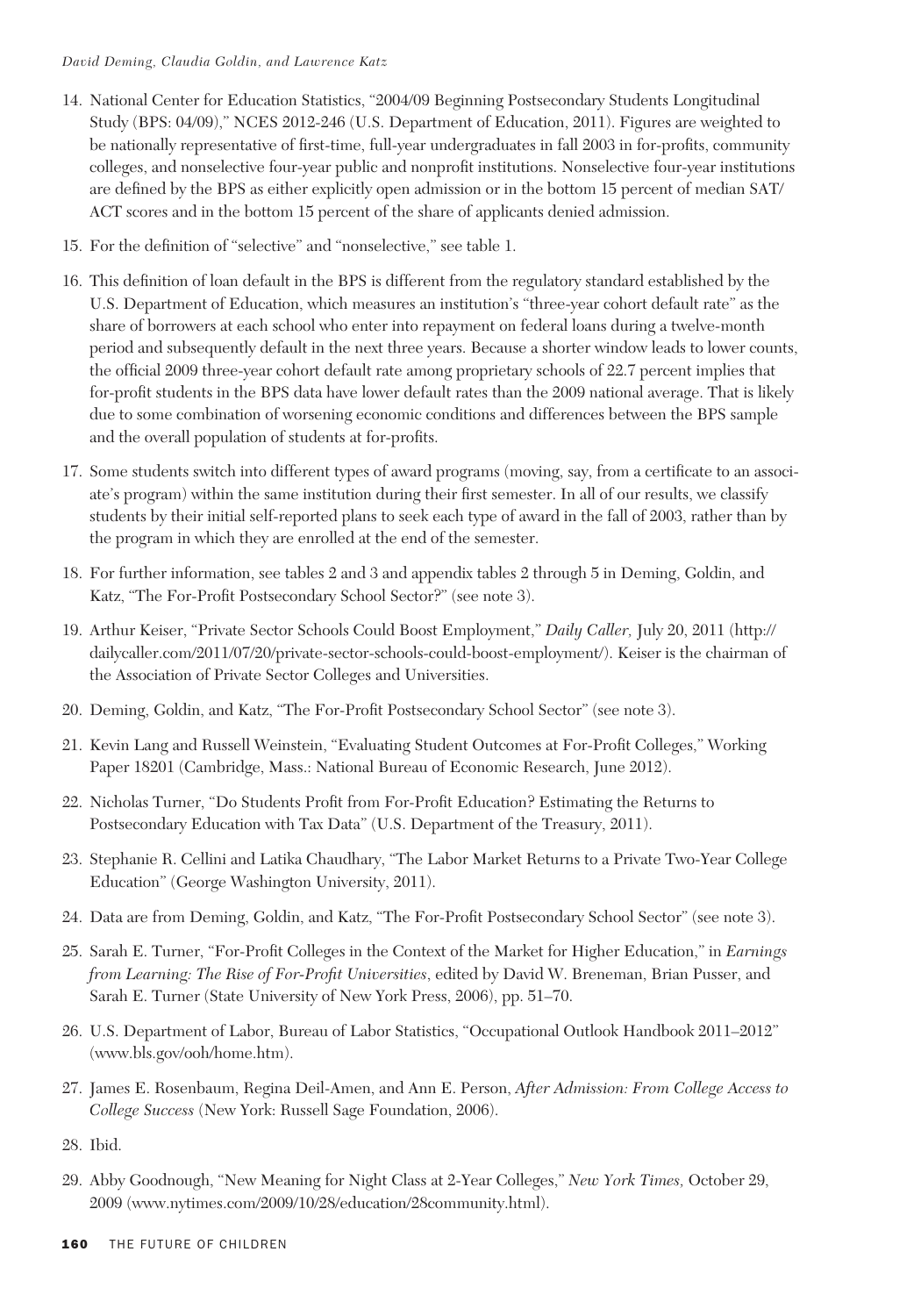14. National Center for Education Statistics, "2004/09 Beginning Postsecondary Students Longitudinal Study (BPS: 04/09)," NCES 2012-246 (U.S. Department of Education, 2011). Figures are weighted to be nationally representative of first-time, full-year undergraduates in fall 2003 in for-profits, community colleges, and nonselective four-year public and nonprofit institutions. Nonselective four-year institutions are defined by the BPS as either explicitly open admission or in the bottom 15 percent of median SAT/ACT scores and in the bottom 15 percent of the share of applicants denied admission.

15. For the definition of "selective" and "nonselective," see table 1.

16. This definition of loan default in the BPS is different from the regulatory standard established by the U.S. Department of Education, which measures an institution's "three-year cohort default rate" as the share of borrowers at each school who enter into repayment on federal loans during a twelve-month period and subsequently default in the next three years. Because a shorter window leads to lower counts, the official 2009 three-year cohort default rate among proprietary schools of 22.7 percent implies that for-profit students in the BPS data have lower default rates than the 2009 national average. That is likely due to some combination of worsening economic conditions and differences between the BPS sample and the overall population of students at for-profits.

17. Some students switch into different types of award programs (moving, say, from a certificate to an associate's program) within the same institution during their first semester. In all of our results, we classify students by their initial self-reported plans to seek each type of award in the fall of 2003, rather than by the program in which they are enrolled at the end of the semester.

18. For further information, see tables 2 and 3 and appendix tables 2 through 5 in Deming, Goldin, and Katz, "The For-Profit Postsecondary School Sector?" (see note 3).

19. Arthur Keiser, "Private Sector Schools Could Boost Employment," *Daily Caller,* July 20, 2011 (http://dailycaller.com/2011/07/20/private-sector-schools-could-boost-employment/). Keiser is the chairman of the Association of Private Sector Colleges and Universities.

20. Deming, Goldin, and Katz, "The For-Profit Postsecondary School Sector" (see note 3).

21. Kevin Lang and Russell Weinstein, "Evaluating Student Outcomes at For-Profit Colleges," Working Paper 18201 (Cambridge, Mass.: National Bureau of Economic Research, June 2012).

22. Nicholas Turner, "Do Students Profit from For-Profit Education? Estimating the Returns to Postsecondary Education with Tax Data" (U.S. Department of the Treasury, 2011).

23. Stephanie R. Cellini and Latika Chaudhary, "The Labor Market Returns to a Private Two-Year College Education" (George Washington University, 2011).

24. Data are from Deming, Goldin, and Katz, "The For-Profit Postsecondary School Sector" (see note 3).

25. Sarah E. Turner, "For-Profit Colleges in the Context of the Market for Higher Education," in *Earnings from Learning: The Rise of For-Profit Universities*, edited by David W. Breneman, Brian Pusser, and Sarah E. Turner (State University of New York Press, 2006), pp. 51–70.

26. U.S. Department of Labor, Bureau of Labor Statistics, "Occupational Outlook Handbook 2011–2012" (www.bls.gov/ooh/home.htm).

27. James E. Rosenbaum, Regina Deil-Amen, and Ann E. Person, *After Admission: From College Access to College Success* (New York: Russell Sage Foundation, 2006).

28. Ibid.

29. Abby Goodnough, "New Meaning for Night Class at 2-Year Colleges," *New York Times,* October 29, 2009 (www.nytimes.com/2009/10/28/education/28community.html).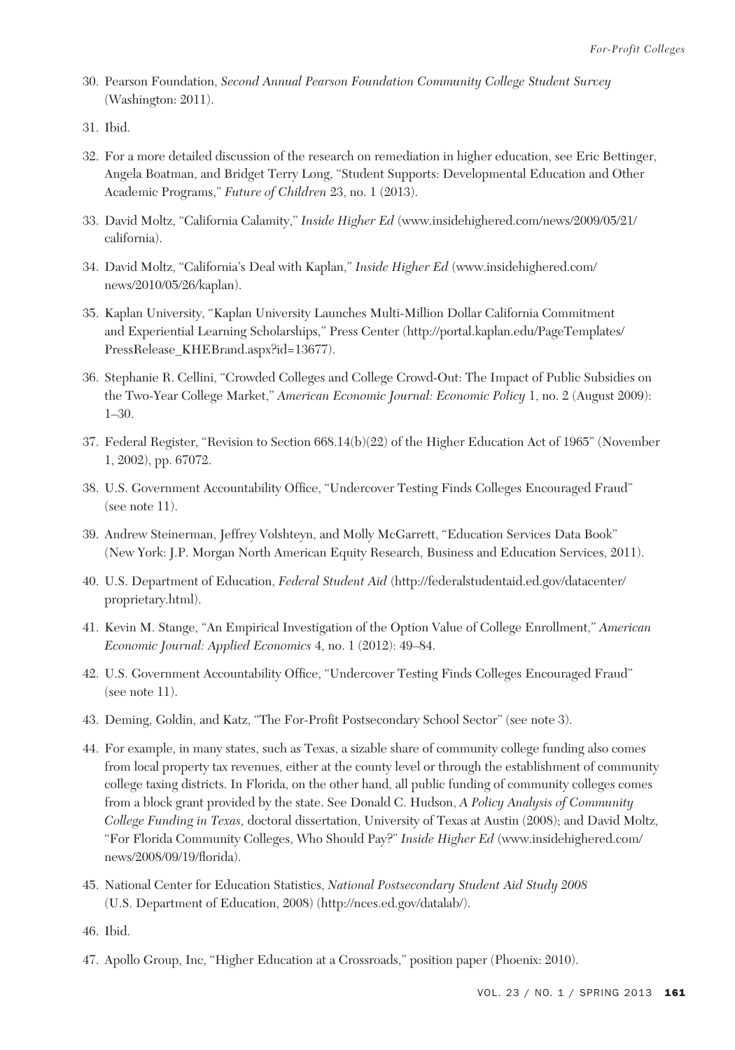30. Pearson Foundation, *Second Annual Pearson Foundation Community College Student Survey* (Washington: 2011).

31. Ibid.

32. For a more detailed discussion of the research on remediation in higher education, see Eric Bettinger, Angela Boatman, and Bridget Terry Long, "Student Supports: Developmental Education and Other Academic Programs," *Future of Children* 23, no. 1 (2013).

33. David Moltz, "California Calamity," *Inside Higher Ed* (www.insidehighered.com/news/2009/05/21/california).

34. David Moltz, "California's Deal with Kaplan," *Inside Higher Ed* (www.insidehighered.com/news/2010/05/26/kaplan).

35. Kaplan University, "Kaplan University Launches Multi-Million Dollar California Commitment and Experiential Learning Scholarships," Press Center (http://portal.kaplan.edu/PageTemplates/PressRelease_KHEBrand.aspx?id=13677).

36. Stephanie R. Cellini, "Crowded Colleges and College Crowd-Out: The Impact of Public Subsidies on the Two-Year College Market," *American Economic Journal: Economic Policy* 1, no. 2 (August 2009): 1–30.

37. Federal Register, "Revision to Section 668.14(b)(22) of the Higher Education Act of 1965" (November 1, 2002), pp. 67072.

38. U.S. Government Accountability Office, "Undercover Testing Finds Colleges Encouraged Fraud" (see note 11).

39. Andrew Steinerman, Jeffrey Volshteyn, and Molly McGarrett, "Education Services Data Book" (New York: J.P. Morgan North American Equity Research, Business and Education Services, 2011).

40. U.S. Department of Education, *Federal Student Aid* (http://federalstudentaid.ed.gov/datacenter/proprietary.html).

41. Kevin M. Stange, "An Empirical Investigation of the Option Value of College Enrollment," *American Economic Journal: Applied Economics* 4, no. 1 (2012): 49–84.

42. U.S. Government Accountability Office, "Undercover Testing Finds Colleges Encouraged Fraud" (see note 11).

43. Deming, Goldin, and Katz, "The For-Profit Postsecondary School Sector" (see note 3).

44. For example, in many states, such as Texas, a sizable share of community college funding also comes from local property tax revenues, either at the county level or through the establishment of community college taxing districts. In Florida, on the other hand, all public funding of community colleges comes from a block grant provided by the state. See Donald C. Hudson, *A Policy Analysis of Community College Funding in Texas,* doctoral dissertation, University of Texas at Austin (2008); and David Moltz, "For Florida Community Colleges, Who Should Pay?" *Inside Higher Ed* (www.insidehighered.com/news/2008/09/19/florida).

45. National Center for Education Statistics, *National Postsecondary Student Aid Study 2008* (U.S. Department of Education, 2008) (http://nces.ed.gov/datalab/).

46. Ibid.

47. Apollo Group, Inc, "Higher Education at a Crossroads," position paper (Phoenix: 2010).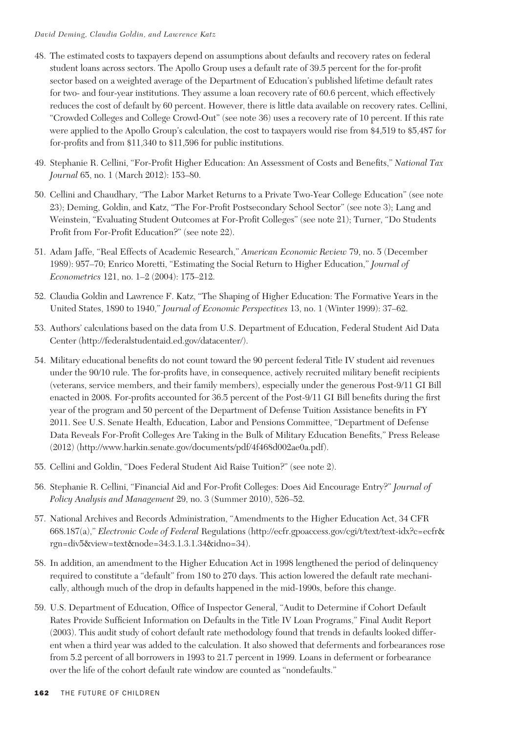48. The estimated costs to taxpayers depend on assumptions about defaults and recovery rates on federal student loans across sectors. The Apollo Group uses a default rate of 39.5 percent for the for-profit sector based on a weighted average of the Department of Education's published lifetime default rates for two- and four-year institutions. They assume a loan recovery rate of 60.6 percent, which effectively reduces the cost of default by 60 percent. However, there is little data available on recovery rates. Cellini, "Crowded Colleges and College Crowd-Out" (see note 36) uses a recovery rate of 10 percent. If this rate were applied to the Apollo Group's calculation, the cost to taxpayers would rise from $4,519 to $5,487 for for-profits and from $11,340 to $11,596 for public institutions.

49. Stephanie R. Cellini, "For-Profit Higher Education: An Assessment of Costs and Benefits," *National Tax Journal* 65, no. 1 (March 2012): 153–80.

50. Cellini and Chaudhary, "The Labor Market Returns to a Private Two-Year College Education" (see note 23); Deming, Goldin, and Katz, "The For-Profit Postsecondary School Sector" (see note 3); Lang and Weinstein, "Evaluating Student Outcomes at For-Profit Colleges" (see note 21); Turner, "Do Students Profit from For-Profit Education?" (see note 22).

51. Adam Jaffe, "Real Effects of Academic Research," *American Economic Review* 79, no. 5 (December 1989): 957–70; Enrico Moretti, "Estimating the Social Return to Higher Education," *Journal of Econometrics* 121, no. 1–2 (2004): 175–212.

52. Claudia Goldin and Lawrence F. Katz, "The Shaping of Higher Education: The Formative Years in the United States, 1890 to 1940," *Journal of Economic Perspectives* 13, no. 1 (Winter 1999): 37–62.

53. Authors' calculations based on the data from U.S. Department of Education, Federal Student Aid Data Center (http://federalstudentaid.ed.gov/datacenter/).

54. Military educational benefits do not count toward the 90 percent federal Title IV student aid revenues under the 90/10 rule. The for-profits have, in consequence, actively recruited military benefit recipients (veterans, service members, and their family members), especially under the generous Post-9/11 GI Bill enacted in 2008. For-profits accounted for 36.5 percent of the Post-9/11 GI Bill benefits during the first year of the program and 50 percent of the Department of Defense Tuition Assistance benefits in FY 2011. See U.S. Senate Health, Education, Labor and Pensions Committee, "Department of Defense Data Reveals For-Profit Colleges Are Taking in the Bulk of Military Education Benefits," Press Release (2012) (http://www.harkin.senate.gov/documents/pdf/4f468d002ae0a.pdf).

55. Cellini and Goldin, "Does Federal Student Aid Raise Tuition?" (see note 2).

56. Stephanie R. Cellini, "Financial Aid and For-Profit Colleges: Does Aid Encourage Entry?" *Journal of Policy Analysis and Management* 29, no. 3 (Summer 2010), 526–52.

57. National Archives and Records Administration, "Amendments to the Higher Education Act, 34 CFR 668.187(a)," *Electronic Code of Federal* Regulations (http://ecfr.gpoaccess.gov/cgi/t/text/text-idx?c=ecfr&rgn=div5&view=text&node=34:3.1.3.1.34&idno=34).

58. In addition, an amendment to the Higher Education Act in 1998 lengthened the period of delinquency required to constitute a "default" from 180 to 270 days. This action lowered the default rate mechanically, although much of the drop in defaults happened in the mid-1990s, before this change.

59. U.S. Department of Education, Office of Inspector General, "Audit to Determine if Cohort Default Rates Provide Sufficient Information on Defaults in the Title IV Loan Programs," Final Audit Report (2003). This audit study of cohort default rate methodology found that trends in defaults looked different when a third year was added to the calculation. It also showed that deferments and forbearances rose from 5.2 percent of all borrowers in 1993 to 21.7 percent in 1999. Loans in deferment or forbearance over the life of the cohort default rate window are counted as "nondefaults."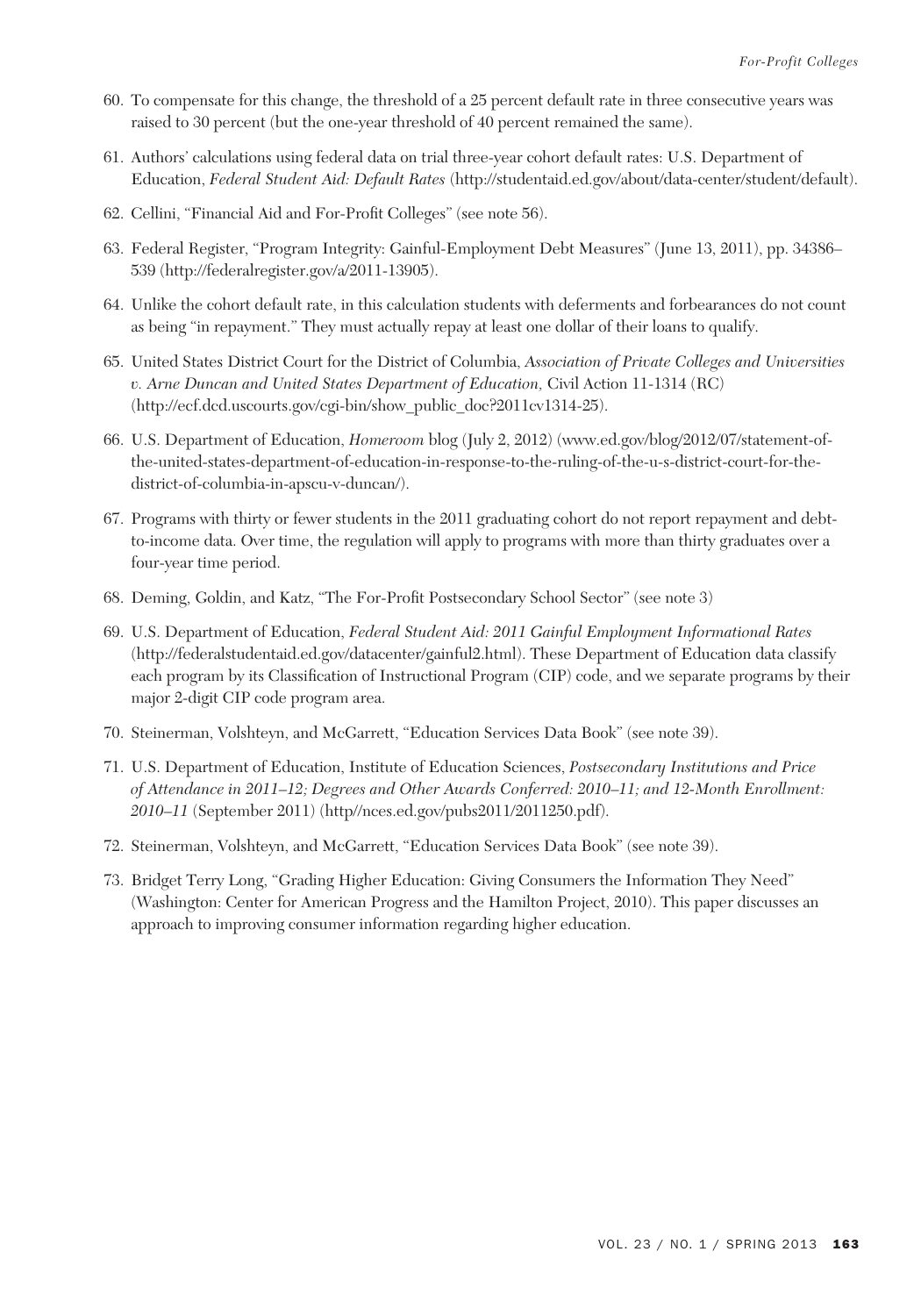60. To compensate for this change, the threshold of a 25 percent default rate in three consecutive years was raised to 30 percent (but the one-year threshold of 40 percent remained the same).

61. Authors' calculations using federal data on trial three-year cohort default rates: U.S. Department of Education, *Federal Student Aid: Default Rates* (http://studentaid.ed.gov/about/data-center/student/default).

62. Cellini, "Financial Aid and For-Profit Colleges" (see note 56).

63. Federal Register, "Program Integrity: Gainful-Employment Debt Measures" (June 13, 2011), pp. 34386–539 (http://federalregister.gov/a/2011-13905).

64. Unlike the cohort default rate, in this calculation students with deferments and forbearances do not count as being "in repayment." They must actually repay at least one dollar of their loans to qualify.

65. United States District Court for the District of Columbia, *Association of Private Colleges and Universities v. Arne Duncan and United States Department of Education,* Civil Action 11-1314 (RC) (http://ecf.dcd.uscourts.gov/cgi-bin/show_public_doc?2011cv1314-25).

66. U.S. Department of Education, *Homeroom* blog (July 2, 2012) (www.ed.gov/blog/2012/07/statement-of-the-united-states-department-of-education-in-response-to-the-ruling-of-the-u-s-district-court-for-the-district-of-columbia-in-apscu-v-duncan/).

67. Programs with thirty or fewer students in the 2011 graduating cohort do not report repayment and debt-to-income data. Over time, the regulation will apply to programs with more than thirty graduates over a four-year time period.

68. Deming, Goldin, and Katz, "The For-Profit Postsecondary School Sector" (see note 3)

69. U.S. Department of Education, *Federal Student Aid: 2011 Gainful Employment Informational Rates* (http://federalstudentaid.ed.gov/datacenter/gainful2.html). These Department of Education data classify each program by its Classification of Instructional Program (CIP) code, and we separate programs by their major 2-digit CIP code program area.

70. Steinerman, Volshteyn, and McGarrett, "Education Services Data Book" (see note 39).

71. U.S. Department of Education, Institute of Education Sciences, *Postsecondary Institutions and Price of Attendance in 2011–12; Degrees and Other Awards Conferred: 2010–11; and 12-Month Enrollment: 2010–11* (September 2011) (http//nces.ed.gov/pubs2011/2011250.pdf).

72. Steinerman, Volshteyn, and McGarrett, "Education Services Data Book" (see note 39).

73. Bridget Terry Long, "Grading Higher Education: Giving Consumers the Information They Need" (Washington: Center for American Progress and the Hamilton Project, 2010). This paper discusses an approach to improving consumer information regarding higher education.